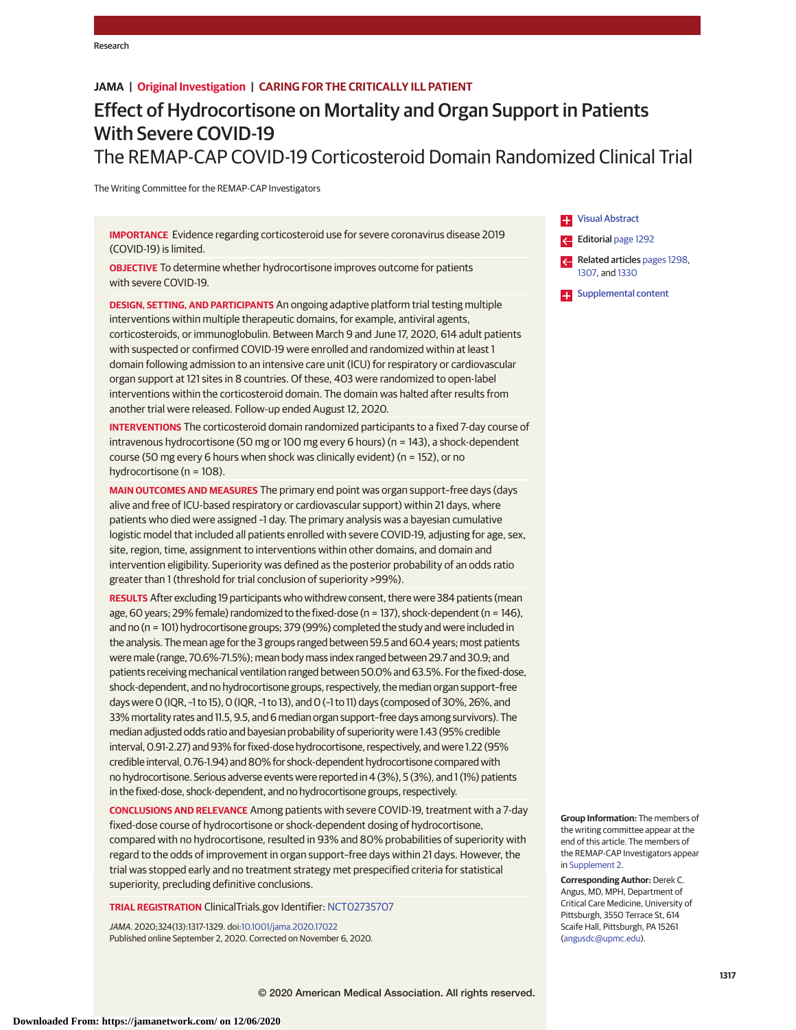Research

**JAMA | Original Investigation | CARING FOR THE CRITICALLY ILL PATIENT**

# Effect of Hydrocortisone on Mortality and Organ Support in Patients With Severe COVID-19

## The REMAP-CAP COVID-19 Corticosteroid Domain Randomized Clinical Trial

The Writing Committee for the REMAP-CAP Investigators

**IMPORTANCE** Evidence regarding corticosteroid use for severe coronavirus disease 2019 (COVID-19) is limited.

**OBJECTIVE** To determine whether hydrocortisone improves outcome for patients with severe COVID-19.

**DESIGN, SETTING, AND PARTICIPANTS** An ongoing adaptive platform trial testing multiple interventions within multiple therapeutic domains, for example, antiviral agents, corticosteroids, or immunoglobulin. Between March 9 and June 17, 2020, 614 adult patients with suspected or confirmed COVID-19 were enrolled and randomized within at least 1 domain following admission to an intensive care unit (ICU) for respiratory or cardiovascular organ support at 121 sites in 8 countries. Of these, 403 were randomized to open-label interventions within the corticosteroid domain. The domain was halted after results from another trial were released. Follow-up ended August 12, 2020.

**INTERVENTIONS** The corticosteroid domain randomized participants to a fixed 7-day course of intravenous hydrocortisone (50 mg or 100 mg every 6 hours) (n = 143), a shock-dependent course (50 mg every 6 hours when shock was clinically evident) (n = 152), or no hydrocortisone (n = 108).

**MAIN OUTCOMES AND MEASURES** The primary end point was organ support–free days (days alive and free of ICU-based respiratory or cardiovascular support) within 21 days, where patients who died were assigned –1 day. The primary analysis was a bayesian cumulative logistic model that included all patients enrolled with severe COVID-19, adjusting for age, sex, site, region, time, assignment to interventions within other domains, and domain and intervention eligibility. Superiority was defined as the posterior probability of an odds ratio greater than 1 (threshold for trial conclusion of superiority >99%).

**RESULTS** After excluding 19 participants who withdrew consent, there were 384 patients (mean age, 60 years; 29% female) randomized to the fixed-dose (n = 137), shock-dependent (n = 146), and no (n = 101) hydrocortisone groups; 379 (99%) completed the study and were included in the analysis. The mean age for the 3 groups ranged between 59.5 and 60.4 years; most patients were male (range, 70.6%-71.5%); mean body mass index ranged between 29.7 and 30.9; and patients receiving mechanical ventilation ranged between 50.0% and 63.5%. For the fixed-dose, shock-dependent, and no hydrocortisone groups, respectively, the median organ support–free days were 0 (IQR, –1 to 15), 0 (IQR, –1 to 13), and 0 (–1 to 11) days (composed of 30%, 26%, and 33% mortality rates and 11.5, 9.5, and 6 median organ support–free days among survivors). The median adjusted odds ratio and bayesian probability of superiority were 1.43 (95% credible interval, 0.91-2.27) and 93% for fixed-dose hydrocortisone, respectively, and were 1.22 (95% credible interval, 0.76-1.94) and 80% for shock-dependent hydrocortisone compared with no hydrocortisone. Serious adverse events were reported in 4 (3%), 5 (3%), and 1 (1%) patients in the fixed-dose, shock-dependent, and no hydrocortisone groups, respectively.

**CONCLUSIONS AND RELEVANCE** Among patients with severe COVID-19, treatment with a 7-day fixed-dose course of hydrocortisone or shock-dependent dosing of hydrocortisone, compared with no hydrocortisone, resulted in 93% and 80% probabilities of superiority with regard to the odds of improvement in organ support–free days within 21 days. However, the trial was stopped early and no treatment strategy met prespecified criteria for statistical superiority, precluding definitive conclusions.

**TRIAL REGISTRATION** ClinicalTrials.gov Identifier: NCT02735707

*JAMA*. 2020;324(13):1317-1329. doi:10.1001/jama.2020.17022
Published online September 2, 2020. Corrected on November 6, 2020.

Visual Abstract

Editorial page 1292

Related articles pages 1298, 1307, and 1330

Supplemental content

**Group Information:** The members of the writing committee appear at the end of this article. The members of the REMAP-CAP Investigators appear in Supplement 2.

**Corresponding Author:** Derek C. Angus, MD, MPH, Department of Critical Care Medicine, University of Pittsburgh, 3550 Terrace St, 614 Scaife Hall, Pittsburgh, PA 15261 (angusdc@upmc.edu).

© 2020 American Medical Association. All rights reserved.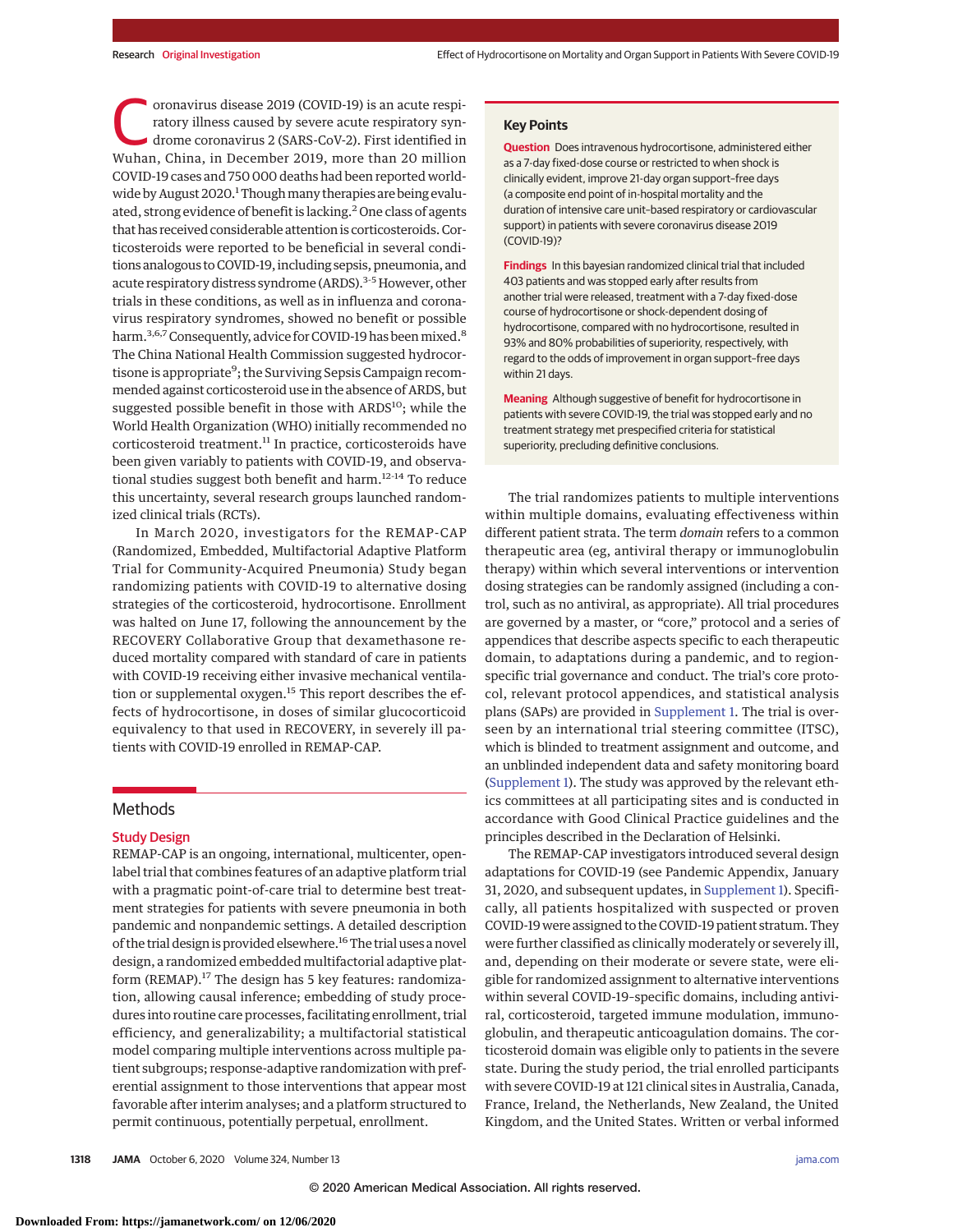Coronavirus disease 2019 (COVID-19) is an acute respiratory illness caused by severe acute respiratory syndrome coronavirus 2 (SARS-CoV-2). First identified in Wuhan, China, in December 2019, more than 20 million COVID-19 cases and 750 000 deaths had been reported worldwide by August 2020.[1] Though many therapies are being evaluated, strong evidence of benefit is lacking.[2] One class of agents that has received considerable attention is corticosteroids. Corticosteroids were reported to be beneficial in several conditions analogous to COVID-19, including sepsis, pneumonia, and acute respiratory distress syndrome (ARDS).[3-5] However, other trials in these conditions, as well as in influenza and coronavirus respiratory syndromes, showed no benefit or possible harm.[3,6,7] Consequently, advice for COVID-19 has been mixed.[8] The China National Health Commission suggested hydrocortisone is appropriate[9]; the Surviving Sepsis Campaign recommended against corticosteroid use in the absence of ARDS, but suggested possible benefit in those with ARDS[10]; while the World Health Organization (WHO) initially recommended no corticosteroid treatment.[11] In practice, corticosteroids have been given variably to patients with COVID-19, and observational studies suggest both benefit and harm.[12-14] To reduce this uncertainty, several research groups launched randomized clinical trials (RCTs).

In March 2020, investigators for the REMAP-CAP (Randomized, Embedded, Multifactorial Adaptive Platform Trial for Community-Acquired Pneumonia) Study began randomizing patients with COVID-19 to alternative dosing strategies of the corticosteroid, hydrocortisone. Enrollment was halted on June 17, following the announcement by the RECOVERY Collaborative Group that dexamethasone reduced mortality compared with standard of care in patients with COVID-19 receiving either invasive mechanical ventilation or supplemental oxygen.[15] This report describes the effects of hydrocortisone, in doses of similar glucocorticoid equivalency to that used in RECOVERY, in severely ill patients with COVID-19 enrolled in REMAP-CAP.

> **Key Points**
>
> **Question** Does intravenous hydrocortisone, administered either as a 7-day fixed-dose course or restricted to when shock is clinically evident, improve 21-day organ support–free days (a composite end point of in-hospital mortality and the duration of intensive care unit–based respiratory or cardiovascular support) in patients with severe coronavirus disease 2019 (COVID-19)?
>
> **Findings** In this bayesian randomized clinical trial that included 403 patients and was stopped early after results from another trial were released, treatment with a 7-day fixed-dose course of hydrocortisone or shock-dependent dosing of hydrocortisone, compared with no hydrocortisone, resulted in 93% and 80% probabilities of superiority, respectively, with regard to the odds of improvement in organ support–free days within 21 days.
>
> **Meaning** Although suggestive of benefit for hydrocortisone in patients with severe COVID-19, the trial was stopped early and no treatment strategy met prespecified criteria for statistical superiority, precluding definitive conclusions.

## Methods

### Study Design

REMAP-CAP is an ongoing, international, multicenter, open-label trial that combines features of an adaptive platform trial with a pragmatic point-of-care trial to determine best treatment strategies for patients with severe pneumonia in both pandemic and nonpandemic settings. A detailed description of the trial design is provided elsewhere.[16] The trial uses a novel design, a randomized embedded multifactorial adaptive platform (REMAP).[17] The design has 5 key features: randomization, allowing causal inference; embedding of study procedures into routine care processes, facilitating enrollment, trial efficiency, and generalizability; a multifactorial statistical model comparing multiple interventions across multiple patient subgroups; response-adaptive randomization with preferential assignment to those interventions that appear most favorable after interim analyses; and a platform structured to permit continuous, potentially perpetual, enrollment.

The trial randomizes patients to multiple interventions within multiple domains, evaluating effectiveness within different patient strata. The term *domain* refers to a common therapeutic area (eg, antiviral therapy or immunoglobulin therapy) within which several interventions or intervention dosing strategies can be randomly assigned (including a control, such as no antiviral, as appropriate). All trial procedures are governed by a master, or "core," protocol and a series of appendices that describe aspects specific to each therapeutic domain, to adaptations during a pandemic, and to region-specific trial governance and conduct. The trial's core protocol, relevant protocol appendices, and statistical analysis plans (SAPs) are provided in Supplement 1. The trial is overseen by an international trial steering committee (ITSC), which is blinded to treatment assignment and outcome, and an unblinded independent data and safety monitoring board (Supplement 1). The study was approved by the relevant ethics committees at all participating sites and is conducted in accordance with Good Clinical Practice guidelines and the principles described in the Declaration of Helsinki.

The REMAP-CAP investigators introduced several design adaptations for COVID-19 (see Pandemic Appendix, January 31, 2020, and subsequent updates, in Supplement 1). Specifically, all patients hospitalized with suspected or proven COVID-19 were assigned to the COVID-19 patient stratum. They were further classified as clinically moderately or severely ill, and, depending on their moderate or severe state, were eligible for randomized assignment to alternative interventions within several COVID-19–specific domains, including antiviral, corticosteroid, targeted immune modulation, immunoglobulin, and therapeutic anticoagulation domains. The corticosteroid domain was eligible only to patients in the severe state. During the study period, the trial enrolled participants with severe COVID-19 at 121 clinical sites in Australia, Canada, France, Ireland, the Netherlands, New Zealand, the United Kingdom, and the United States. Written or verbal informed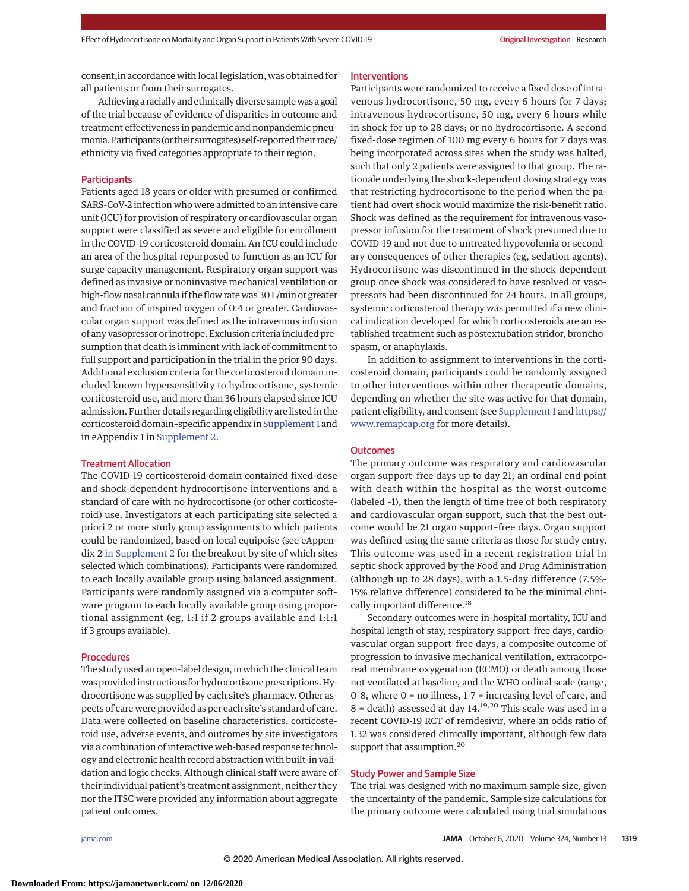consent, in accordance with local legislation, was obtained for all patients or from their surrogates.

Achieving a racially and ethnically diverse sample was a goal of the trial because of evidence of disparities in outcome and treatment effectiveness in pandemic and nonpandemic pneumonia. Participants (or their surrogates) self-reported their race/ethnicity via fixed categories appropriate to their region.

## Participants

Patients aged 18 years or older with presumed or confirmed SARS-CoV-2 infection who were admitted to an intensive care unit (ICU) for provision of respiratory or cardiovascular organ support were classified as severe and eligible for enrollment in the COVID-19 corticosteroid domain. An ICU could include an area of the hospital repurposed to function as an ICU for surge capacity management. Respiratory organ support was defined as invasive or noninvasive mechanical ventilation or high-flow nasal cannula if the flow rate was 30 L/min or greater and fraction of inspired oxygen of 0.4 or greater. Cardiovascular organ support was defined as the intravenous infusion of any vasopressor or inotrope. Exclusion criteria included presumption that death is imminent with lack of commitment to full support and participation in the trial in the prior 90 days. Additional exclusion criteria for the corticosteroid domain included known hypersensitivity to hydrocortisone, systemic corticosteroid use, and more than 36 hours elapsed since ICU admission. Further details regarding eligibility are listed in the corticosteroid domain-specific appendix in Supplement 1 and in eAppendix 1 in Supplement 2.

## Treatment Allocation

The COVID-19 corticosteroid domain contained fixed-dose and shock-dependent hydrocortisone interventions and a standard of care with no hydrocortisone (or other corticosteroid) use. Investigators at each participating site selected a priori 2 or more study group assignments to which patients could be randomized, based on local equipoise (see eAppendix 2 in Supplement 2 for the breakout by site of which sites selected which combinations). Participants were randomized to each locally available group using balanced assignment. Participants were randomly assigned via a computer software program to each locally available group using proportional assignment (eg, 1:1 if 2 groups available and 1:1:1 if 3 groups available).

## Procedures

The study used an open-label design, in which the clinical team was provided instructions for hydrocortisone prescriptions. Hydrocortisone was supplied by each site's pharmacy. Other aspects of care were provided as per each site's standard of care. Data were collected on baseline characteristics, corticosteroid use, adverse events, and outcomes by site investigators via a combination of interactive web-based response technology and electronic health record abstraction with built-in validation and logic checks. Although clinical staff were aware of their individual patient's treatment assignment, neither they nor the ITSC were provided any information about aggregate patient outcomes.

## Interventions

Participants were randomized to receive a fixed dose of intravenous hydrocortisone, 50 mg, every 6 hours for 7 days; intravenous hydrocortisone, 50 mg, every 6 hours while in shock for up to 28 days; or no hydrocortisone. A second fixed-dose regimen of 100 mg every 6 hours for 7 days was being incorporated across sites when the study was halted, such that only 2 patients were assigned to that group. The rationale underlying the shock-dependent dosing strategy was that restricting hydrocortisone to the period when the patient had overt shock would maximize the risk-benefit ratio. Shock was defined as the requirement for intravenous vasopressor infusion for the treatment of shock presumed due to COVID-19 and not due to untreated hypovolemia or secondary consequences of other therapies (eg, sedation agents). Hydrocortisone was discontinued in the shock-dependent group once shock was considered to have resolved or vasopressors had been discontinued for 24 hours. In all groups, systemic corticosteroid therapy was permitted if a new clinical indication developed for which corticosteroids are an established treatment such as postextubation stridor, bronchospasm, or anaphylaxis.

In addition to assignment to interventions in the corticosteroid domain, participants could be randomly assigned to other interventions within other therapeutic domains, depending on whether the site was active for that domain, patient eligibility, and consent (see Supplement 1 and https://www.remapcap.org for more details).

## Outcomes

The primary outcome was respiratory and cardiovascular organ support–free days up to day 21, an ordinal end point with death within the hospital as the worst outcome (labeled −1), then the length of time free of both respiratory and cardiovascular organ support, such that the best outcome would be 21 organ support–free days. Organ support was defined using the same criteria as those for study entry. This outcome was used in a recent registration trial in septic shock approved by the Food and Drug Administration (although up to 28 days), with a 1.5-day difference (7.5%-15% relative difference) considered to be the minimal clinically important difference.[18]

Secondary outcomes were in-hospital mortality, ICU and hospital length of stay, respiratory support–free days, cardiovascular organ support–free days, a composite outcome of progression to invasive mechanical ventilation, extracorporeal membrane oxygenation (ECMO) or death among those not ventilated at baseline, and the WHO ordinal scale (range, 0-8, where 0 = no illness, 1-7 = increasing level of care, and 8 = death) assessed at day 14.[19,20] This scale was used in a recent COVID-19 RCT of remdesivir, where an odds ratio of 1.32 was considered clinically important, although few data support that assumption.[20]

## Study Power and Sample Size

The trial was designed with no maximum sample size, given the uncertainty of the pandemic. Sample size calculations for the primary outcome were calculated using trial simulations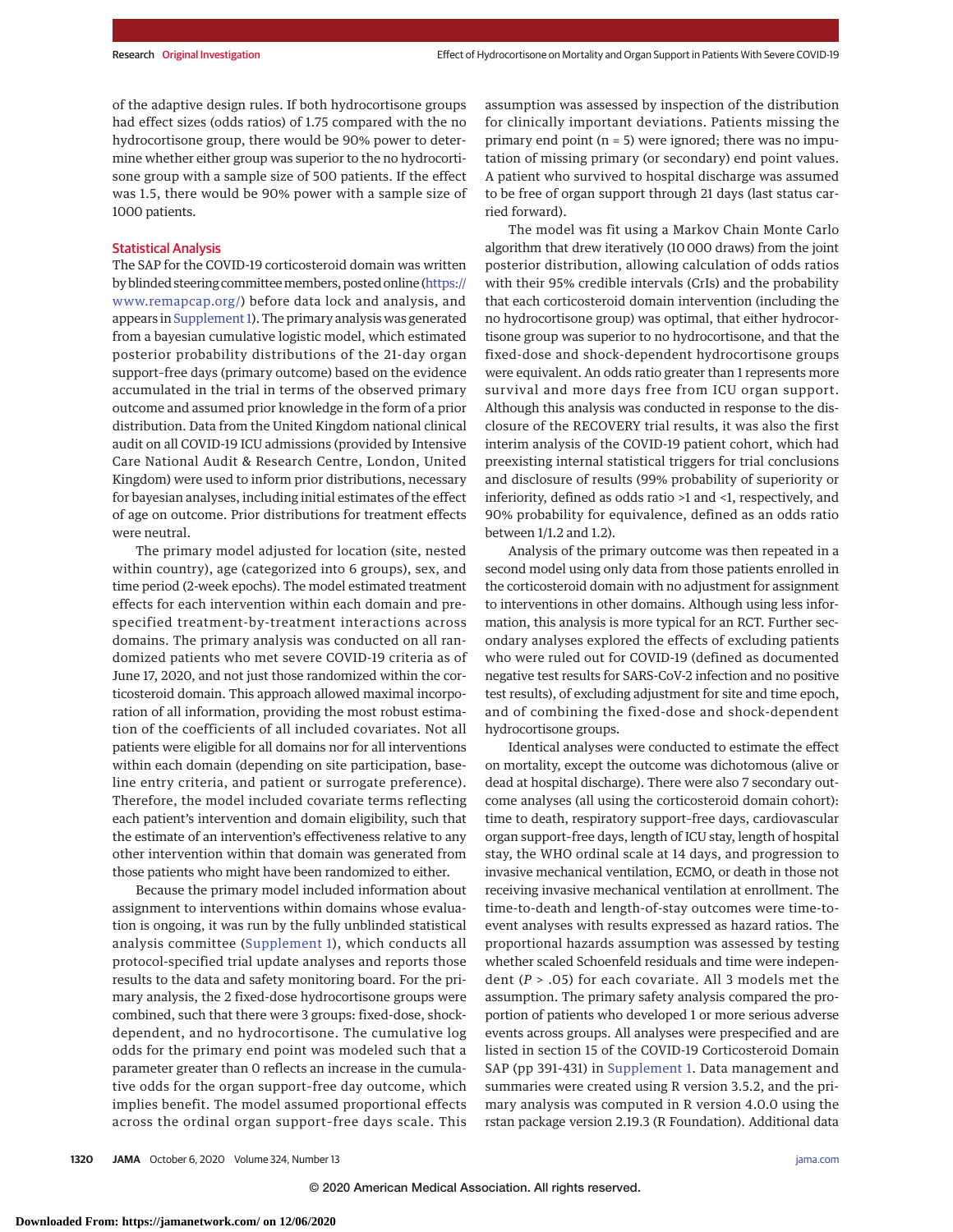of the adaptive design rules. If both hydrocortisone groups had effect sizes (odds ratios) of 1.75 compared with the no hydrocortisone group, there would be 90% power to determine whether either group was superior to the no hydrocortisone group with a sample size of 500 patients. If the effect was 1.5, there would be 90% power with a sample size of 1000 patients.

## Statistical Analysis

The SAP for the COVID-19 corticosteroid domain was written by blinded steering committee members, posted online (https://www.remapcap.org/) before data lock and analysis, and appears in Supplement 1). The primary analysis was generated from a bayesian cumulative logistic model, which estimated posterior probability distributions of the 21-day organ support–free days (primary outcome) based on the evidence accumulated in the trial in terms of the observed primary outcome and assumed prior knowledge in the form of a prior distribution. Data from the United Kingdom national clinical audit on all COVID-19 ICU admissions (provided by Intensive Care National Audit & Research Centre, London, United Kingdom) were used to inform prior distributions, necessary for bayesian analyses, including initial estimates of the effect of age on outcome. Prior distributions for treatment effects were neutral.

The primary model adjusted for location (site, nested within country), age (categorized into 6 groups), sex, and time period (2-week epochs). The model estimated treatment effects for each intervention within each domain and prespecified treatment-by-treatment interactions across domains. The primary analysis was conducted on all randomized patients who met severe COVID-19 criteria as of June 17, 2020, and not just those randomized within the corticosteroid domain. This approach allowed maximal incorporation of all information, providing the most robust estimation of the coefficients of all included covariates. Not all patients were eligible for all domains nor for all interventions within each domain (depending on site participation, baseline entry criteria, and patient or surrogate preference). Therefore, the model included covariate terms reflecting each patient's intervention and domain eligibility, such that the estimate of an intervention's effectiveness relative to any other intervention within that domain was generated from those patients who might have been randomized to either.

Because the primary model included information about assignment to interventions within domains whose evaluation is ongoing, it was run by the fully unblinded statistical analysis committee (Supplement 1), which conducts all protocol-specified trial update analyses and reports those results to the data and safety monitoring board. For the primary analysis, the 2 fixed-dose hydrocortisone groups were combined, such that there were 3 groups: fixed-dose, shock-dependent, and no hydrocortisone. The cumulative log odds for the primary end point was modeled such that a parameter greater than 0 reflects an increase in the cumulative odds for the organ support–free day outcome, which implies benefit. The model assumed proportional effects across the ordinal organ support–free days scale. This assumption was assessed by inspection of the distribution for clinically important deviations. Patients missing the primary end point (n = 5) were ignored; there was no imputation of missing primary (or secondary) end point values. A patient who survived to hospital discharge was assumed to be free of organ support through 21 days (last status carried forward).

The model was fit using a Markov Chain Monte Carlo algorithm that drew iteratively (10 000 draws) from the joint posterior distribution, allowing calculation of odds ratios with their 95% credible intervals (CrIs) and the probability that each corticosteroid domain intervention (including the no hydrocortisone group) was optimal, that either hydrocortisone group was superior to no hydrocortisone, and that the fixed-dose and shock-dependent hydrocortisone groups were equivalent. An odds ratio greater than 1 represents more survival and more days free from ICU organ support. Although this analysis was conducted in response to the disclosure of the RECOVERY trial results, it was also the first interim analysis of the COVID-19 patient cohort, which had preexisting internal statistical triggers for trial conclusions and disclosure of results (99% probability of superiority or inferiority, defined as odds ratio >1 and <1, respectively, and 90% probability for equivalence, defined as an odds ratio between 1/1.2 and 1.2).

Analysis of the primary outcome was then repeated in a second model using only data from those patients enrolled in the corticosteroid domain with no adjustment for assignment to interventions in other domains. Although using less information, this analysis is more typical for an RCT. Further secondary analyses explored the effects of excluding patients who were ruled out for COVID-19 (defined as documented negative test results for SARS-CoV-2 infection and no positive test results), of excluding adjustment for site and time epoch, and of combining the fixed-dose and shock-dependent hydrocortisone groups.

Identical analyses were conducted to estimate the effect on mortality, except the outcome was dichotomous (alive or dead at hospital discharge). There were also 7 secondary outcome analyses (all using the corticosteroid domain cohort): time to death, respiratory support–free days, cardiovascular organ support–free days, length of ICU stay, length of hospital stay, the WHO ordinal scale at 14 days, and progression to invasive mechanical ventilation, ECMO, or death in those not receiving invasive mechanical ventilation at enrollment. The time-to-death and length-of-stay outcomes were time-to-event analyses with results expressed as hazard ratios. The proportional hazards assumption was assessed by testing whether scaled Schoenfeld residuals and time were independent ($P > .05$) for each covariate. All 3 models met the assumption. The primary safety analysis compared the proportion of patients who developed 1 or more serious adverse events across groups. All analyses were prespecified and are listed in section 15 of the COVID-19 Corticosteroid Domain SAP (pp 391-431) in Supplement 1. Data management and summaries were created using R version 3.5.2, and the primary analysis was computed in R version 4.0.0 using the rstan package version 2.19.3 (R Foundation). Additional data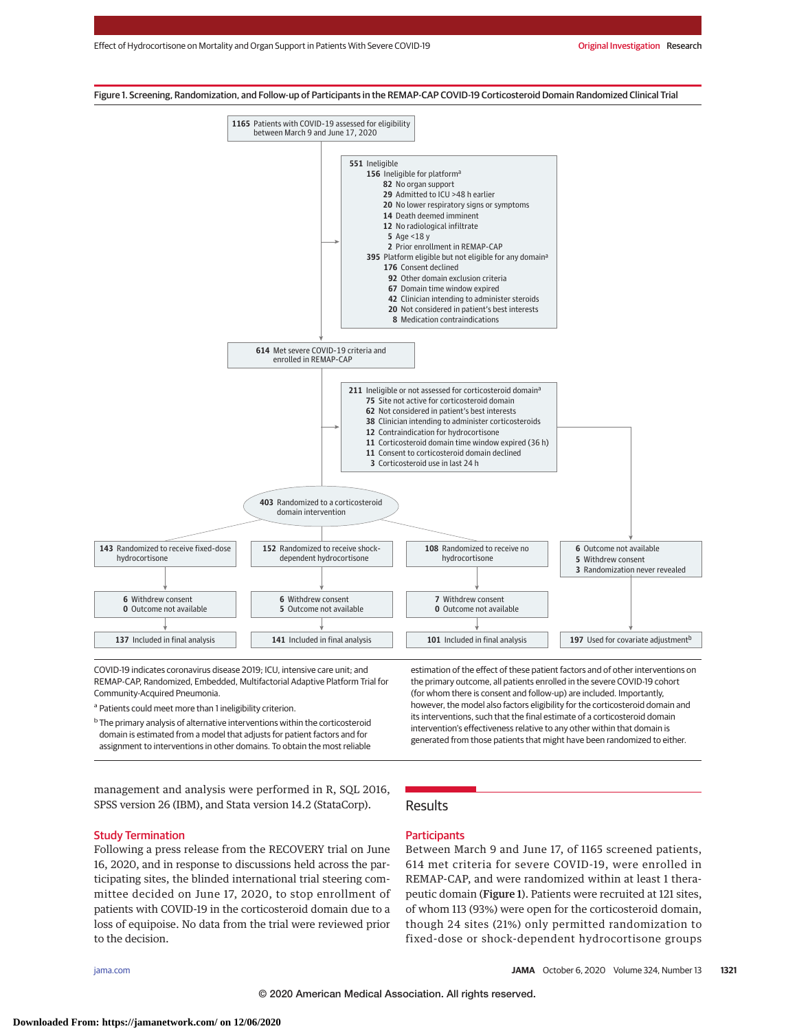Figure 1. Screening, Randomization, and Follow-up of Participants in the REMAP-CAP COVID-19 Corticosteroid Domain Randomized Clinical Trial

**1165** Patients with COVID-19 assessed for eligibility between March 9 and June 17, 2020

**551** Ineligible
- **156** Ineligible for platform[a]
  - **82** No organ support
  - **29** Admitted to ICU >48 h earlier
  - **20** No lower respiratory signs or symptoms
  - **14** Death deemed imminent
  - **12** No radiological infiltrate
  - **5** Age <18 y
  - **2** Prior enrollment in REMAP-CAP
- **395** Platform eligible but not eligible for any domain[a]
  - **176** Consent declined
  - **92** Other domain exclusion criteria
  - **67** Domain time window expired
  - **42** Clinician intending to administer steroids
  - **20** Not considered in patient's best interests
  - **8** Medication contraindications

**614** Met severe COVID-19 criteria and enrolled in REMAP-CAP

**211** Ineligible or not assessed for corticosteroid domain[a]
- **75** Site not active for corticosteroid domain
- **62** Not considered in patient's best interests
- **38** Clinician intending to administer corticosteroids
- **12** Contraindication for hydrocortisone
- **11** Corticosteroid domain time window expired (36 h)
- **11** Consent to corticosteroid domain declined
- **3** Corticosteroid use in last 24 h

**403** Randomized to a corticosteroid domain intervention

**143** Randomized to receive fixed-dose hydrocortisone
- **6** Withdrew consent
- **0** Outcome not available
- **137** Included in final analysis

**152** Randomized to receive shock-dependent hydrocortisone
- **6** Withdrew consent
- **5** Outcome not available
- **141** Included in final analysis

**108** Randomized to receive no hydrocortisone
- **7** Withdrew consent
- **0** Outcome not available
- **101** Included in final analysis

**6** Outcome not available
- **5** Withdrew consent
- **3** Randomization never revealed

**197** Used for covariate adjustment[b]

COVID-19 indicates coronavirus disease 2019; ICU, intensive care unit; and REMAP-CAP, Randomized, Embedded, Multifactorial Adaptive Platform Trial for Community-Acquired Pneumonia.

[a] Patients could meet more than 1 ineligibility criterion.

[b] The primary analysis of alternative interventions within the corticosteroid domain is estimated from a model that adjusts for patient factors and for assignment to interventions in other domains. To obtain the most reliable estimation of the effect of these patient factors and of other interventions on the primary outcome, all patients enrolled in the severe COVID-19 cohort (for whom there is consent and follow-up) are included. Importantly, however, the model also factors eligibility for the corticosteroid domain and its interventions, such that the final estimate of a corticosteroid domain intervention's effectiveness relative to any other within that domain is generated from those patients that might have been randomized to either.

management and analysis were performed in R, SQL 2016, SPSS version 26 (IBM), and Stata version 14.2 (StataCorp).

### Study Termination

Following a press release from the RECOVERY trial on June 16, 2020, and in response to discussions held across the participating sites, the blinded international trial steering committee decided on June 17, 2020, to stop enrollment of patients with COVID-19 in the corticosteroid domain due to a loss of equipoise. No data from the trial were reviewed prior to the decision.

## Results

### Participants

Between March 9 and June 17, of 1165 screened patients, 614 met criteria for severe COVID-19, were enrolled in REMAP-CAP, and were randomized within at least 1 therapeutic domain (Figure 1). Patients were recruited at 121 sites, of whom 113 (93%) were open for the corticosteroid domain, though 24 sites (21%) only permitted randomization to fixed-dose or shock-dependent hydrocortisone groups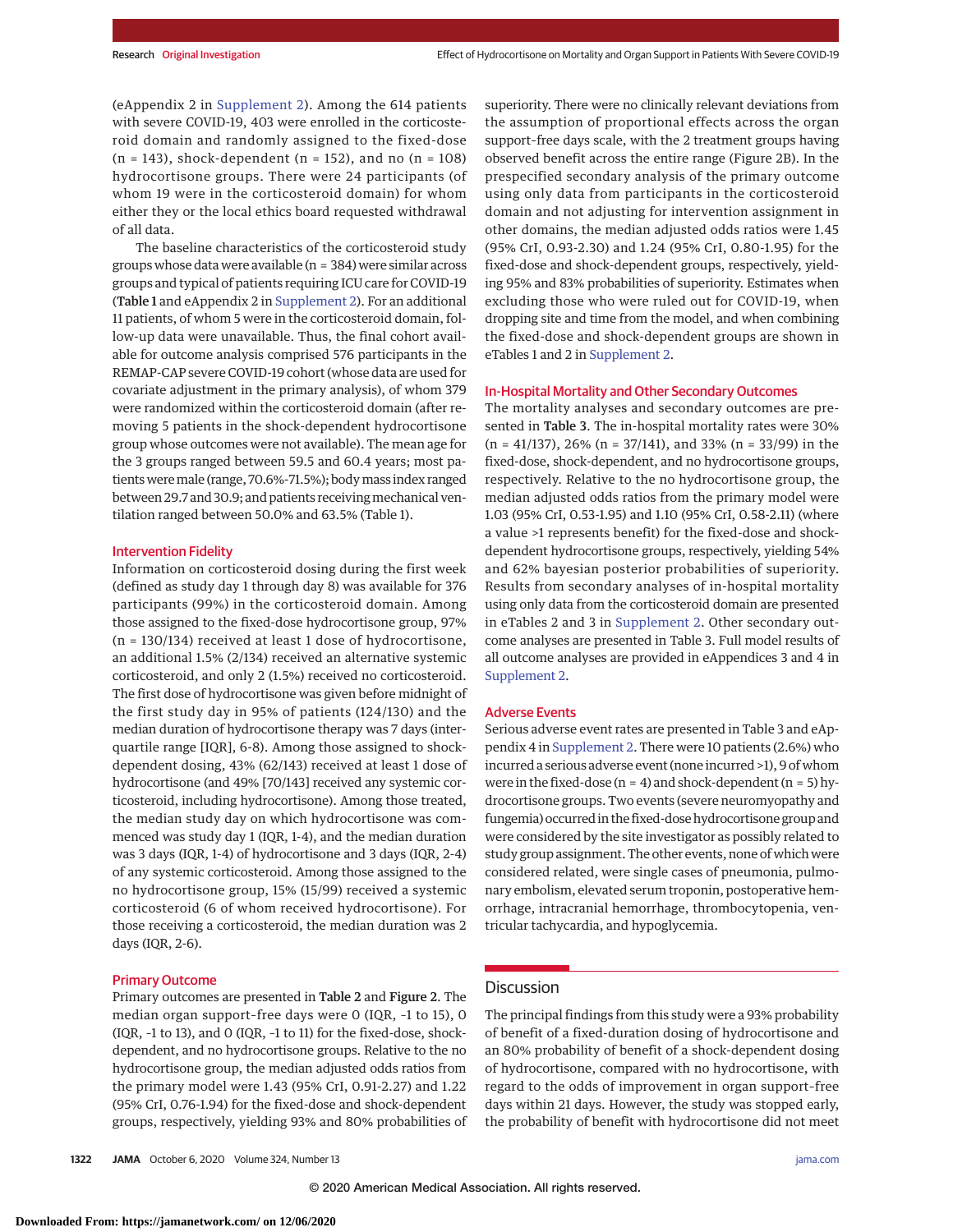(eAppendix 2 in Supplement 2). Among the 614 patients with severe COVID-19, 403 were enrolled in the corticosteroid domain and randomly assigned to the fixed-dose (n = 143), shock-dependent (n = 152), and no (n = 108) hydrocortisone groups. There were 24 participants (of whom 19 were in the corticosteroid domain) for whom either they or the local ethics board requested withdrawal of all data.

The baseline characteristics of the corticosteroid study groups whose data were available (n = 384) were similar across groups and typical of patients requiring ICU care for COVID-19 (**Table 1** and eAppendix 2 in Supplement 2). For an additional 11 patients, of whom 5 were in the corticosteroid domain, follow-up data were unavailable. Thus, the final cohort available for outcome analysis comprised 576 participants in the REMAP-CAP severe COVID-19 cohort (whose data are used for covariate adjustment in the primary analysis), of whom 379 were randomized within the corticosteroid domain (after removing 5 patients in the shock-dependent hydrocortisone group whose outcomes were not available). The mean age for the 3 groups ranged between 59.5 and 60.4 years; most patients were male (range, 70.6%-71.5%); body mass index ranged between 29.7 and 30.9; and patients receiving mechanical ventilation ranged between 50.0% and 63.5% (Table 1).

## Intervention Fidelity

Information on corticosteroid dosing during the first week (defined as study day 1 through day 8) was available for 376 participants (99%) in the corticosteroid domain. Among those assigned to the fixed-dose hydrocortisone group, 97% (n = 130/134) received at least 1 dose of hydrocortisone, an additional 1.5% (2/134) received an alternative systemic corticosteroid, and only 2 (1.5%) received no corticosteroid. The first dose of hydrocortisone was given before midnight of the first study day in 95% of patients (124/130) and the median duration of hydrocortisone therapy was 7 days (interquartile range [IQR], 6-8). Among those assigned to shock-dependent dosing, 43% (62/143) received at least 1 dose of hydrocortisone (and 49% [70/143] received any systemic corticosteroid, including hydrocortisone). Among those treated, the median study day on which hydrocortisone was commenced was study day 1 (IQR, 1-4), and the median duration was 3 days (IQR, 1-4) of hydrocortisone and 3 days (IQR, 2-4) of any systemic corticosteroid. Among those assigned to the no hydrocortisone group, 15% (15/99) received a systemic corticosteroid (6 of whom received hydrocortisone). For those receiving a corticosteroid, the median duration was 2 days (IQR, 2-6).

## Primary Outcome

Primary outcomes are presented in **Table 2** and **Figure 2**. The median organ support-free days were 0 (IQR, -1 to 15), 0 (IQR, -1 to 13), and 0 (IQR, -1 to 11) for the fixed-dose, shock-dependent, and no hydrocortisone groups. Relative to the no hydrocortisone group, the median adjusted odds ratios from the primary model were 1.43 (95% CrI, 0.91-2.27) and 1.22 (95% CrI, 0.76-1.94) for the fixed-dose and shock-dependent groups, respectively, yielding 93% and 80% probabilities of superiority. There were no clinically relevant deviations from the assumption of proportional effects across the organ support-free days scale, with the 2 treatment groups having observed benefit across the entire range (Figure 2B). In the prespecified secondary analysis of the primary outcome using only data from participants in the corticosteroid domain and not adjusting for intervention assignment in other domains, the median adjusted odds ratios were 1.45 (95% CrI, 0.93-2.30) and 1.24 (95% CrI, 0.80-1.95) for the fixed-dose and shock-dependent groups, respectively, yielding 95% and 83% probabilities of superiority. Estimates when excluding those who were ruled out for COVID-19, when dropping site and time from the model, and when combining the fixed-dose and shock-dependent groups are shown in eTables 1 and 2 in Supplement 2.

## In-Hospital Mortality and Other Secondary Outcomes

The mortality analyses and secondary outcomes are presented in **Table 3**. The in-hospital mortality rates were 30% (n = 41/137), 26% (n = 37/141), and 33% (n = 33/99) in the fixed-dose, shock-dependent, and no hydrocortisone groups, respectively. Relative to the no hydrocortisone group, the median adjusted odds ratios from the primary model were 1.03 (95% CrI, 0.53-1.95) and 1.10 (95% CrI, 0.58-2.11) (where a value >1 represents benefit) for the fixed-dose and shock-dependent hydrocortisone groups, respectively, yielding 54% and 62% bayesian posterior probabilities of superiority. Results from secondary analyses of in-hospital mortality using only data from the corticosteroid domain are presented in eTables 2 and 3 in Supplement 2. Other secondary outcome analyses are presented in Table 3. Full model results of all outcome analyses are provided in eAppendices 3 and 4 in Supplement 2.

## Adverse Events

Serious adverse event rates are presented in Table 3 and eAppendix 4 in Supplement 2. There were 10 patients (2.6%) who incurred a serious adverse event (none incurred >1), 9 of whom were in the fixed-dose (n = 4) and shock-dependent (n = 5) hydrocortisone groups. Two events (severe neuromyopathy and fungemia) occurred in the fixed-dose hydrocortisone group and were considered by the site investigator as possibly related to study group assignment. The other events, none of which were considered related, were single cases of pneumonia, pulmonary embolism, elevated serum troponin, postoperative hemorrhage, intracranial hemorrhage, thrombocytopenia, ventricular tachycardia, and hypoglycemia.

# Discussion

The principal findings from this study were a 93% probability of benefit of a fixed-duration dosing of hydrocortisone and an 80% probability of benefit of a shock-dependent dosing of hydrocortisone, compared with no hydrocortisone, with regard to the odds of improvement in organ support-free days within 21 days. However, the study was stopped early, the probability of benefit with hydrocortisone did not meet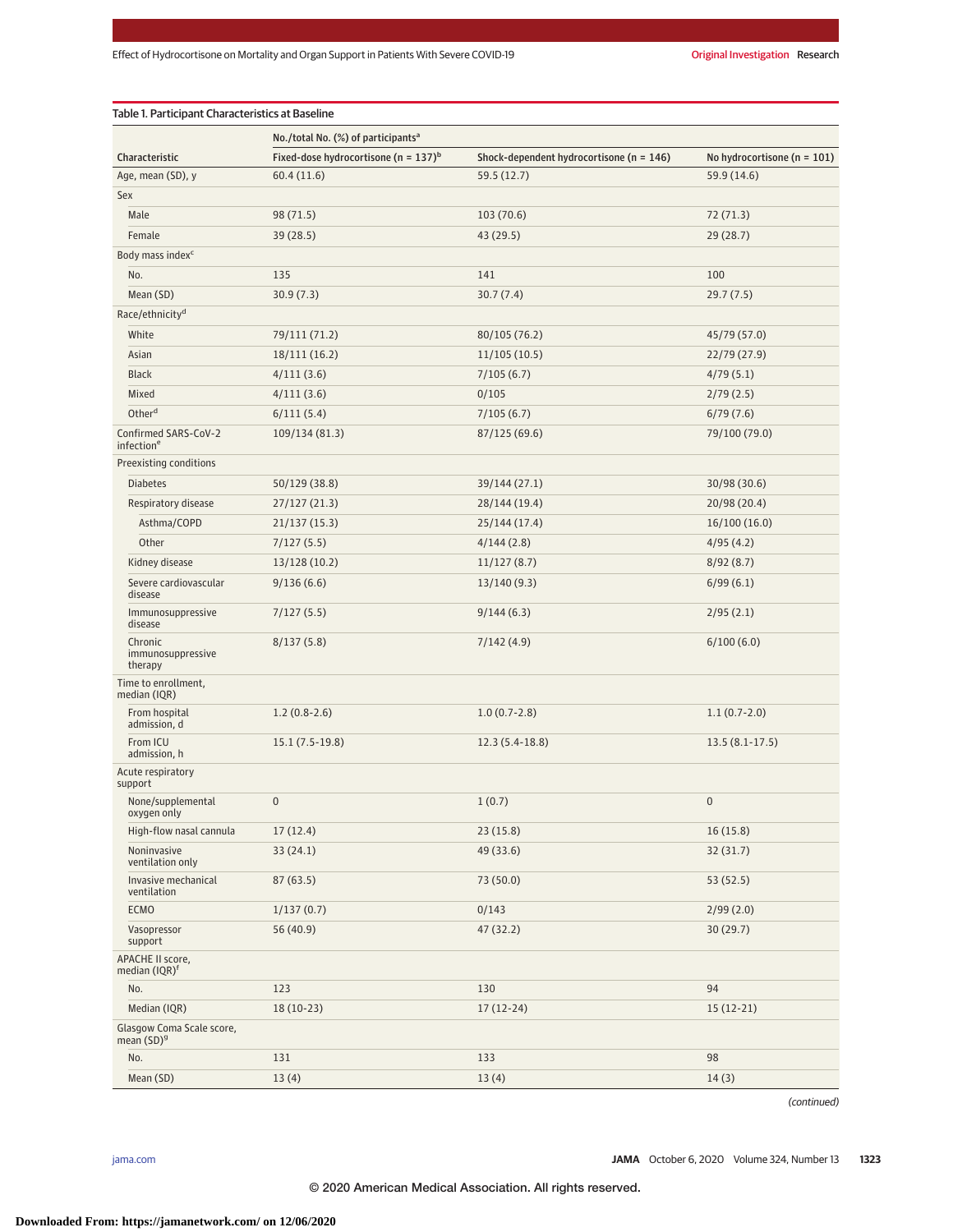Table 1. Participant Characteristics at Baseline

| Characteristic | No./total No. (%) of participants[a] | | |
|---|---|---|---|
| | Fixed-dose hydrocortisone (n = 137)[b] | Shock-dependent hydrocortisone (n = 146) | No hydrocortisone (n = 101) |
| Age, mean (SD), y | 60.4 (11.6) | 59.5 (12.7) | 59.9 (14.6) |
| Sex | | | |
| Male | 98 (71.5) | 103 (70.6) | 72 (71.3) |
| Female | 39 (28.5) | 43 (29.5) | 29 (28.7) |
| Body mass index[c] | | | |
| No. | 135 | 141 | 100 |
| Mean (SD) | 30.9 (7.3) | 30.7 (7.4) | 29.7 (7.5) |
| Race/ethnicity[d] | | | |
| White | 79/111 (71.2) | 80/105 (76.2) | 45/79 (57.0) |
| Asian | 18/111 (16.2) | 11/105 (10.5) | 22/79 (27.9) |
| Black | 4/111 (3.6) | 7/105 (6.7) | 4/79 (5.1) |
| Mixed | 4/111 (3.6) | 0/105 | 2/79 (2.5) |
| Other[d] | 6/111 (5.4) | 7/105 (6.7) | 6/79 (7.6) |
| Confirmed SARS-CoV-2 infection[e] | 109/134 (81.3) | 87/125 (69.6) | 79/100 (79.0) |
| Preexisting conditions | | | |
| Diabetes | 50/129 (38.8) | 39/144 (27.1) | 30/98 (30.6) |
| Respiratory disease | 27/127 (21.3) | 28/144 (19.4) | 20/98 (20.4) |
| Asthma/COPD | 21/137 (15.3) | 25/144 (17.4) | 16/100 (16.0) |
| Other | 7/127 (5.5) | 4/144 (2.8) | 4/95 (4.2) |
| Kidney disease | 13/128 (10.2) | 11/127 (8.7) | 8/92 (8.7) |
| Severe cardiovascular disease | 9/136 (6.6) | 13/140 (9.3) | 6/99 (6.1) |
| Immunosuppressive disease | 7/127 (5.5) | 9/144 (6.3) | 2/95 (2.1) |
| Chronic immunosuppressive therapy | 8/137 (5.8) | 7/142 (4.9) | 6/100 (6.0) |
| Time to enrollment, median (IQR) | | | |
| From hospital admission, d | 1.2 (0.8-2.6) | 1.0 (0.7-2.8) | 1.1 (0.7-2.0) |
| From ICU admission, h | 15.1 (7.5-19.8) | 12.3 (5.4-18.8) | 13.5 (8.1-17.5) |
| Acute respiratory support | | | |
| None/supplemental oxygen only | 0 | 1 (0.7) | 0 |
| High-flow nasal cannula | 17 (12.4) | 23 (15.8) | 16 (15.8) |
| Noninvasive ventilation only | 33 (24.1) | 49 (33.6) | 32 (31.7) |
| Invasive mechanical ventilation | 87 (63.5) | 73 (50.0) | 53 (52.5) |
| ECMO | 1/137 (0.7) | 0/143 | 2/99 (2.0) |
| Vasopressor support | 56 (40.9) | 47 (32.2) | 30 (29.7) |
| APACHE II score, median (IQR)[f] | | | |
| No. | 123 | 130 | 94 |
| Median (IQR) | 18 (10-23) | 17 (12-24) | 15 (12-21) |
| Glasgow Coma Scale score, mean (SD)[g] | | | |
| No. | 131 | 133 | 98 |
| Mean (SD) | 13 (4) | 13 (4) | 14 (3) |

(continued)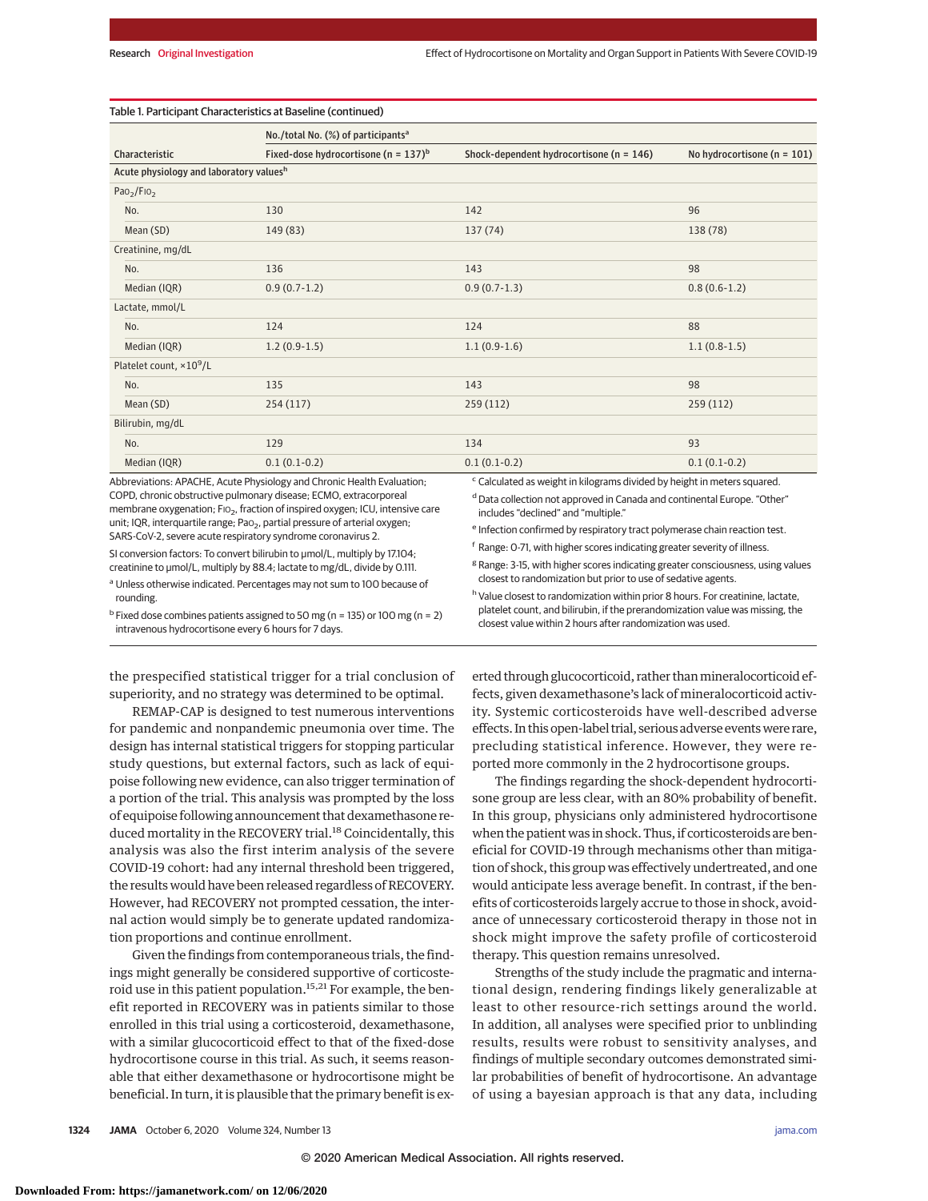Table 1. Participant Characteristics at Baseline (continued)

| Characteristic | No./total No. (%) of participants[a] | | |
|---|---|---|---|
| | Fixed-dose hydrocortisone (n = 137)[b] | Shock-dependent hydrocortisone (n = 146) | No hydrocortisone (n = 101) |
| **Acute physiology and laboratory values[h]** | | | |
| $Pao_2/Fio_2$ | | | |
| No. | 130 | 142 | 96 |
| Mean (SD) | 149 (83) | 137 (74) | 138 (78) |
| Creatinine, mg/dL | | | |
| No. | 136 | 143 | 98 |
| Median (IQR) | 0.9 (0.7-1.2) | 0.9 (0.7-1.3) | 0.8 (0.6-1.2) |
| Lactate, mmol/L | | | |
| No. | 124 | 124 | 88 |
| Median (IQR) | 1.2 (0.9-1.5) | 1.1 (0.9-1.6) | 1.1 (0.8-1.5) |
| Platelet count, $\times 10^9$/L | | | |
| No. | 135 | 143 | 98 |
| Mean (SD) | 254 (117) | 259 (112) | 259 (112) |
| Bilirubin, mg/dL | | | |
| No. | 129 | 134 | 93 |
| Median (IQR) | 0.1 (0.1-0.2) | 0.1 (0.1-0.2) | 0.1 (0.1-0.2) |

Abbreviations: APACHE, Acute Physiology and Chronic Health Evaluation; COPD, chronic obstructive pulmonary disease; ECMO, extracorporeal membrane oxygenation; $Fio_2$, fraction of inspired oxygen; ICU, intensive care unit; IQR, interquartile range; $Pao_2$, partial pressure of arterial oxygen; SARS-CoV-2, severe acute respiratory syndrome coronavirus 2.

SI conversion factors: To convert bilirubin to μmol/L, multiply by 17.104; creatinine to μmol/L, multiply by 88.4; lactate to mg/dL, divide by 0.111.

[a] Unless otherwise indicated. Percentages may not sum to 100 because of rounding.

[b] Fixed dose combines patients assigned to 50 mg (n = 135) or 100 mg (n = 2) intravenous hydrocortisone every 6 hours for 7 days.

[c] Calculated as weight in kilograms divided by height in meters squared.

[d] Data collection not approved in Canada and continental Europe. "Other" includes "declined" and "multiple."

[e] Infection confirmed by respiratory tract polymerase chain reaction test.

[f] Range: 0-71, with higher scores indicating greater severity of illness.

[g] Range: 3-15, with higher scores indicating greater consciousness, using values closest to randomization but prior to use of sedative agents.

[h] Value closest to randomization within prior 8 hours. For creatinine, lactate, platelet count, and bilirubin, if the prerandomization value was missing, the closest value within 2 hours after randomization was used.

the prespecified statistical trigger for a trial conclusion of superiority, and no strategy was determined to be optimal.

REMAP-CAP is designed to test numerous interventions for pandemic and nonpandemic pneumonia over time. The design has internal statistical triggers for stopping particular study questions, but external factors, such as lack of equipoise following new evidence, can also trigger termination of a portion of the trial. This analysis was prompted by the loss of equipoise following announcement that dexamethasone reduced mortality in the RECOVERY trial.[18] Coincidentally, this analysis was also the first interim analysis of the severe COVID-19 cohort: had any internal threshold been triggered, the results would have been released regardless of RECOVERY. However, had RECOVERY not prompted cessation, the internal action would simply be to generate updated randomization proportions and continue enrollment.

Given the findings from contemporaneous trials, the findings might generally be considered supportive of corticosteroid use in this patient population.[15,21] For example, the benefit reported in RECOVERY was in patients similar to those enrolled in this trial using a corticosteroid, dexamethasone, with a similar glucocorticoid effect to that of the fixed-dose hydrocortisone course in this trial. As such, it seems reasonable that either dexamethasone or hydrocortisone might be beneficial. In turn, it is plausible that the primary benefit is exerted through glucocorticoid, rather than mineralocorticoid effects, given dexamethasone's lack of mineralocorticoid activity. Systemic corticosteroids have well-described adverse effects. In this open-label trial, serious adverse events were rare, precluding statistical inference. However, they were reported more commonly in the 2 hydrocortisone groups.

The findings regarding the shock-dependent hydrocortisone group are less clear, with an 80% probability of benefit. In this group, physicians only administered hydrocortisone when the patient was in shock. Thus, if corticosteroids are beneficial for COVID-19 through mechanisms other than mitigation of shock, this group was effectively undertreated, and one would anticipate less average benefit. In contrast, if the benefits of corticosteroids largely accrue to those in shock, avoidance of unnecessary corticosteroid therapy in those not in shock might improve the safety profile of corticosteroid therapy. This question remains unresolved.

Strengths of the study include the pragmatic and international design, rendering findings likely generalizable at least to other resource-rich settings around the world. In addition, all analyses were specified prior to unblinding results, results were robust to sensitivity analyses, and findings of multiple secondary outcomes demonstrated similar probabilities of benefit of hydrocortisone. An advantage of using a bayesian approach is that any data, including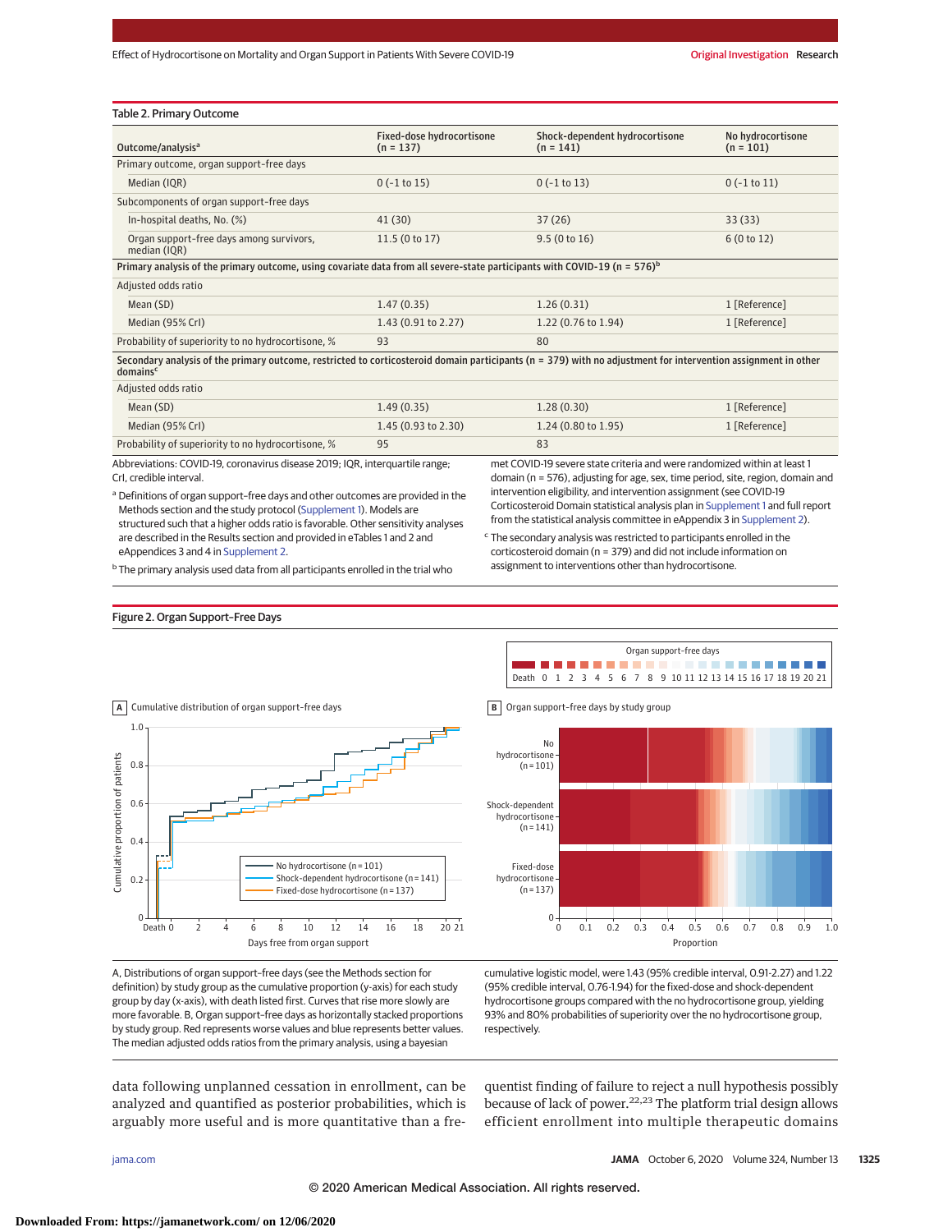**Table 2. Primary Outcome**

| Outcome/analysis[a] | Fixed-dose hydrocortisone (n = 137) | Shock-dependent hydrocortisone (n = 141) | No hydrocortisone (n = 101) |
|---|---|---|---|
| Primary outcome, organ support-free days | | | |
| Median (IQR) | 0 (-1 to 15) | 0 (-1 to 13) | 0 (-1 to 11) |
| Subcomponents of organ support-free days | | | |
| In-hospital deaths, No. (%) | 41 (30) | 37 (26) | 33 (33) |
| Organ support-free days among survivors, median (IQR) | 11.5 (0 to 17) | 9.5 (0 to 16) | 6 (0 to 12) |
| **Primary analysis of the primary outcome, using covariate data from all severe-state participants with COVID-19 (n = 576)[b]** | | | |
| Adjusted odds ratio | | | |
| Mean (SD) | 1.47 (0.35) | 1.26 (0.31) | 1 [Reference] |
| Median (95% CrI) | 1.43 (0.91 to 2.27) | 1.22 (0.76 to 1.94) | 1 [Reference] |
| Probability of superiority to no hydrocortisone, % | 93 | 80 | |
| **Secondary analysis of the primary outcome, restricted to corticosteroid domain participants (n = 379) with no adjustment for intervention assignment in other domains[c]** | | | |
| Adjusted odds ratio | | | |
| Mean (SD) | 1.49 (0.35) | 1.28 (0.30) | 1 [Reference] |
| Median (95% CrI) | 1.45 (0.93 to 2.30) | 1.24 (0.80 to 1.95) | 1 [Reference] |
| Probability of superiority to no hydrocortisone, % | 95 | 83 | |

Abbreviations: COVID-19, coronavirus disease 2019; IQR, interquartile range; CrI, credible interval.

[a] Definitions of organ support–free days and other outcomes are provided in the Methods section and the study protocol (Supplement 1). Models are structured such that a higher odds ratio is favorable. Other sensitivity analyses are described in the Results section and provided in eTables 1 and 2 and eAppendices 3 and 4 in Supplement 2.

[b] The primary analysis used data from all participants enrolled in the trial who met COVID-19 severe state criteria and were randomized within at least 1 domain (n = 576), adjusting for age, sex, time period, site, region, domain and intervention eligibility, and intervention assignment (see COVID-19 Corticosteroid Domain statistical analysis plan in Supplement 1 and full report from the statistical analysis committee in eAppendix 3 in Supplement 2).

[c] The secondary analysis was restricted to participants enrolled in the corticosteroid domain (n = 379) and did not include information on assignment to interventions other than hydrocortisone.

**Figure 2. Organ Support-Free Days**

A, Distributions of organ support-free days (see the Methods section for definition) by study group as the cumulative proportion (y-axis) for each study group by day (x-axis), with death listed first. Curves that rise more slowly are more favorable. B, Organ support-free days as horizontally stacked proportions by study group. Red represents worse values and blue represents better values. The median adjusted odds ratios from the primary analysis, using a bayesian cumulative logistic model, were 1.43 (95% credible interval, 0.91-2.27) and 1.22 (95% credible interval, 0.76-1.94) for the fixed-dose and shock-dependent hydrocortisone groups compared with the no hydrocortisone group, yielding 93% and 80% probabilities of superiority over the no hydrocortisone group, respectively.

data following unplanned cessation in enrollment, can be analyzed and quantified as posterior probabilities, which is arguably more useful and is more quantitative than a frequentist finding of failure to reject a null hypothesis possibly because of lack of power.[22,23] The platform trial design allows efficient enrollment into multiple therapeutic domains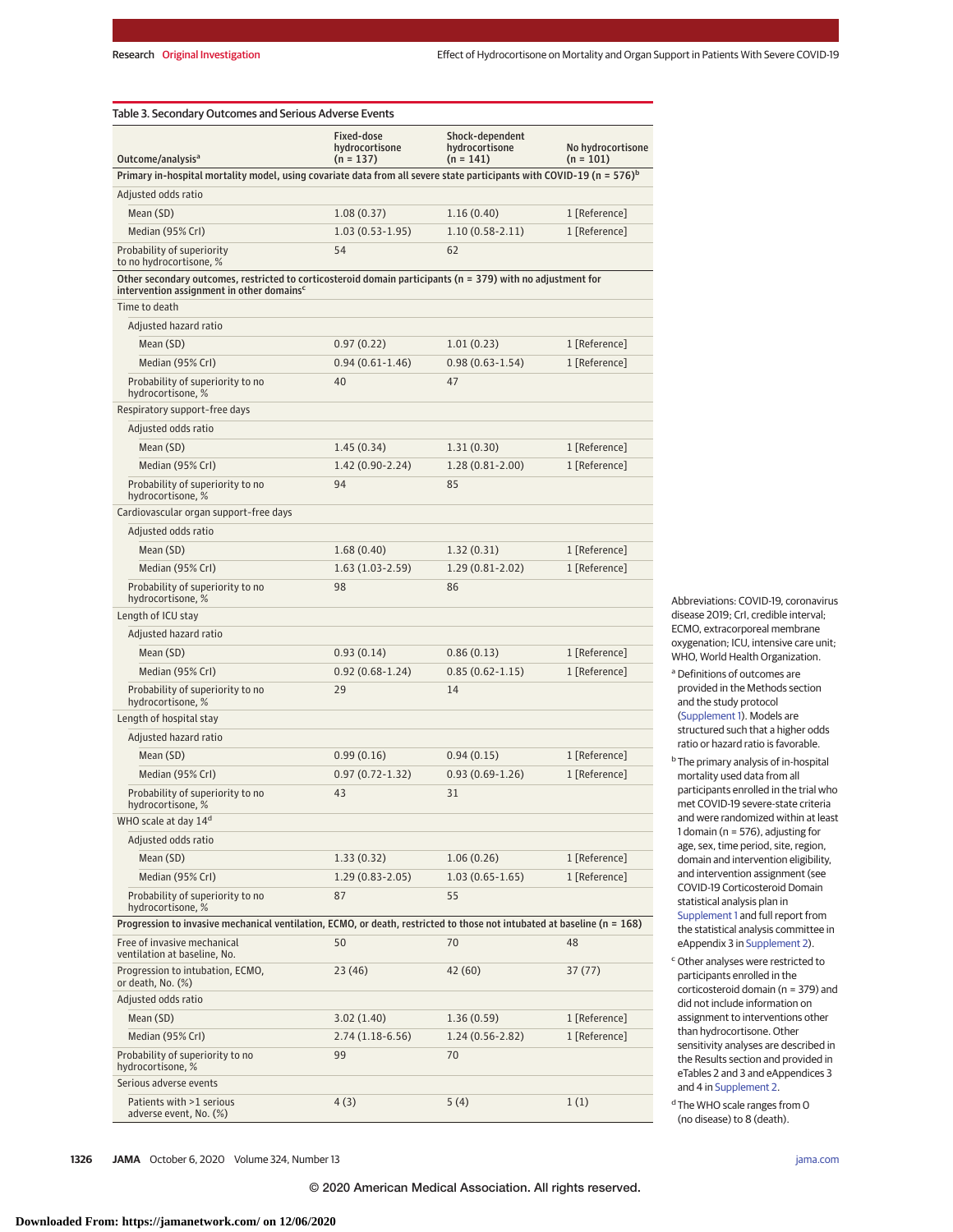Table 3. Secondary Outcomes and Serious Adverse Events

| Outcome/analysis[a] | Fixed-dose hydrocortisone (n = 137) | Shock-dependent hydrocortisone (n = 141) | No hydrocortisone (n = 101) |
|---|---|---|---|
| **Primary in-hospital mortality model, using covariate data from all severe state participants with COVID-19 (n = 576)[b]** | | | |
| Adjusted odds ratio | | | |
| Mean (SD) | 1.08 (0.37) | 1.16 (0.40) | 1 [Reference] |
| Median (95% CrI) | 1.03 (0.53-1.95) | 1.10 (0.58-2.11) | 1 [Reference] |
| Probability of superiority to no hydrocortisone, % | 54 | 62 | |
| **Other secondary outcomes, restricted to corticosteroid domain participants (n = 379) with no adjustment for intervention assignment in other domains[c]** | | | |
| Time to death | | | |
| Adjusted hazard ratio | | | |
| Mean (SD) | 0.97 (0.22) | 1.01 (0.23) | 1 [Reference] |
| Median (95% CrI) | 0.94 (0.61-1.46) | 0.98 (0.63-1.54) | 1 [Reference] |
| Probability of superiority to no hydrocortisone, % | 40 | 47 | |
| Respiratory support-free days | | | |
| Adjusted odds ratio | | | |
| Mean (SD) | 1.45 (0.34) | 1.31 (0.30) | 1 [Reference] |
| Median (95% CrI) | 1.42 (0.90-2.24) | 1.28 (0.81-2.00) | 1 [Reference] |
| Probability of superiority to no hydrocortisone, % | 94 | 85 | |
| Cardiovascular organ support-free days | | | |
| Adjusted odds ratio | | | |
| Mean (SD) | 1.68 (0.40) | 1.32 (0.31) | 1 [Reference] |
| Median (95% CrI) | 1.63 (1.03-2.59) | 1.29 (0.81-2.02) | 1 [Reference] |
| Probability of superiority to no hydrocortisone, % | 98 | 86 | |
| Length of ICU stay | | | |
| Adjusted hazard ratio | | | |
| Mean (SD) | 0.93 (0.14) | 0.86 (0.13) | 1 [Reference] |
| Median (95% CrI) | 0.92 (0.68-1.24) | 0.85 (0.62-1.15) | 1 [Reference] |
| Probability of superiority to no hydrocortisone, % | 29 | 14 | |
| Length of hospital stay | | | |
| Adjusted hazard ratio | | | |
| Mean (SD) | 0.99 (0.16) | 0.94 (0.15) | 1 [Reference] |
| Median (95% CrI) | 0.97 (0.72-1.32) | 0.93 (0.69-1.26) | 1 [Reference] |
| Probability of superiority to no hydrocortisone, % | 43 | 31 | |
| WHO scale at day 14[d] | | | |
| Adjusted odds ratio | | | |
| Mean (SD) | 1.33 (0.32) | 1.06 (0.26) | 1 [Reference] |
| Median (95% CrI) | 1.29 (0.83-2.05) | 1.03 (0.65-1.65) | 1 [Reference] |
| Probability of superiority to no hydrocortisone, % | 87 | 55 | |
| **Progression to invasive mechanical ventilation, ECMO, or death, restricted to those not intubated at baseline (n = 168)** | | | |
| Free of invasive mechanical ventilation at baseline, No. | 50 | 70 | 48 |
| Progression to intubation, ECMO, or death, No. (%) | 23 (46) | 42 (60) | 37 (77) |
| Adjusted odds ratio | | | |
| Mean (SD) | 3.02 (1.40) | 1.36 (0.59) | 1 [Reference] |
| Median (95% CrI) | 2.74 (1.18-6.56) | 1.24 (0.56-2.82) | 1 [Reference] |
| Probability of superiority to no hydrocortisone, % | 99 | 70 | |
| Serious adverse events | | | |
| Patients with >1 serious adverse event, No. (%) | 4 (3) | 5 (4) | 1 (1) |

Abbreviations: COVID-19, coronavirus disease 2019; CrI, credible interval; ECMO, extracorporeal membrane oxygenation; ICU, intensive care unit; WHO, World Health Organization.

[a] Definitions of outcomes are provided in the Methods section and the study protocol (Supplement 1). Models are structured such that a higher odds ratio or hazard ratio is favorable.

[b] The primary analysis of in-hospital mortality used data from all participants enrolled in the trial who met COVID-19 severe-state criteria and were randomized within at least 1 domain (n = 576), adjusting for age, sex, time period, site, region, domain and intervention eligibility, and intervention assignment (see COVID-19 Corticosteroid Domain statistical analysis plan in Supplement 1 and full report from the statistical analysis committee in eAppendix 3 in Supplement 2).

[c] Other analyses were restricted to participants enrolled in the corticosteroid domain (n = 379) and did not include information on assignment to interventions other than hydrocortisone. Other sensitivity analyses are described in the Results section and eTables 2 and 3 and eAppendices 3 and 4 in Supplement 2.

[d] The WHO scale ranges from 0 (no disease) to 8 (death).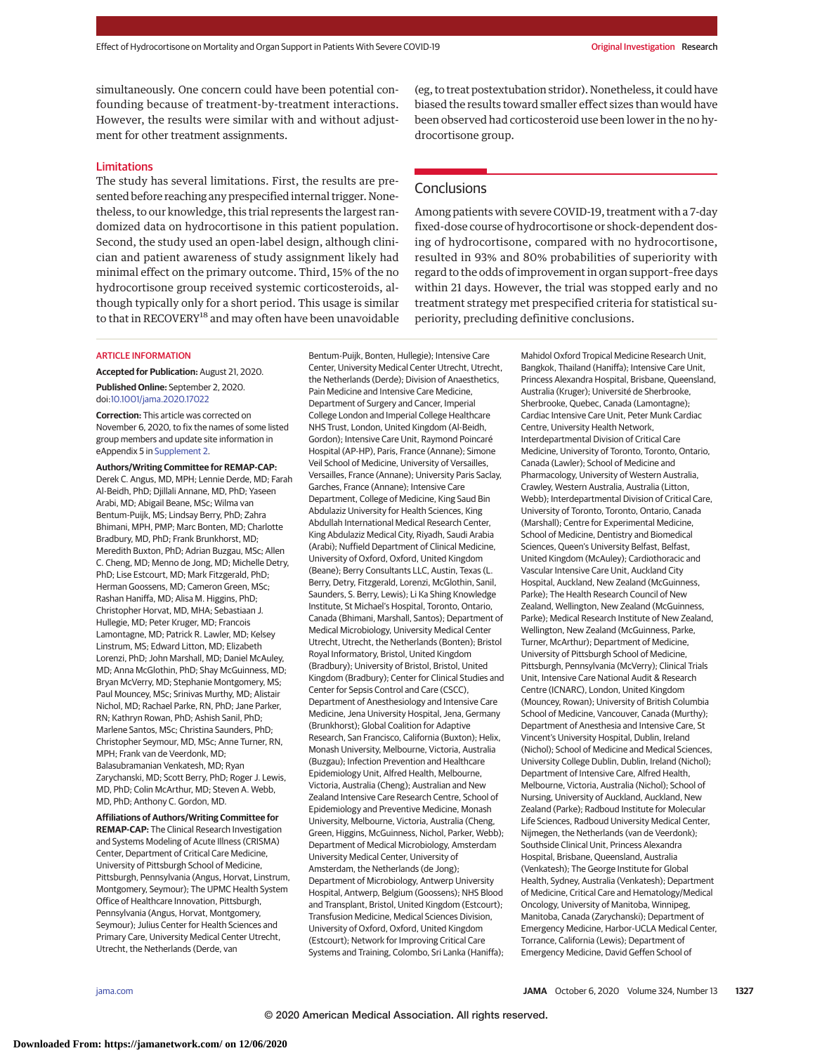simultaneously. One concern could have been potential confounding because of treatment-by-treatment interactions. However, the results were similar with and without adjustment for other treatment assignments.

## Limitations

The study has several limitations. First, the results are presented before reaching any prespecified internal trigger. Nonetheless, to our knowledge, this trial represents the largest randomized data on hydrocortisone in this patient population. Second, the study used an open-label design, although clinician and patient awareness of study assignment likely had minimal effect on the primary outcome. Third, 15% of the no hydrocortisone group received systemic corticosteroids, although typically only for a short period. This usage is similar to that in RECOVERY[18] and may often have been unavoidable (eg, to treat postextubation stridor). Nonetheless, it could have biased the results toward smaller effect sizes than would have been observed had corticosteroid use been lower in the no hydrocortisone group.

## Conclusions

Among patients with severe COVID-19, treatment with a 7-day fixed-dose course of hydrocortisone or shock-dependent dosing of hydrocortisone, compared with no hydrocortisone, resulted in 93% and 80% probabilities of superiority with regard to the odds of improvement in organ support–free days within 21 days. However, the trial was stopped early and no treatment strategy met prespecified criteria for statistical superiority, precluding definitive conclusions.

## ARTICLE INFORMATION

**Accepted for Publication:** August 21, 2020.

**Published Online:** September 2, 2020. doi:10.1001/jama.2020.17022

**Correction:** This article was corrected on November 6, 2020, to fix the names of some listed group members and update site information in eAppendix 5 in Supplement 2.

**Authors/Writing Committee for REMAP-CAP:** Derek C. Angus, MD, MPH; Lennie Derde, MD; Farah Al-Beidh, PhD; Djillali Annane, MD, PhD; Yaseen Arabi, MD; Abigail Beane, MSc; Wilma van Bentum-Puijk, MS; Lindsay Berry, PhD; Zahra Bhimani, MPH, PMP; Marc Bonten, MD; Charlotte Bradbury, MD, PhD; Frank Brunkhorst, MD; Meredith Buxton, PhD; Adrian Buzgau, MSc; Allen C. Cheng, MD; Menno de Jong, MD; Michelle Detry, PhD; Lise Estcourt, MD; Mark Fitzgerald, PhD; Herman Goossens, MD; Cameron Green, MSc; Rashan Haniffa, MD; Alisa M. Higgins, PhD; Christopher Horvat, MD, MHA; Sebastiaan J. Hullegie, MD; Peter Kruger, MD; Francois Lamontagne, MD; Patrick R. Lawler, MD; Kelsey Linstrum, MS; Edward Litton, MD; Elizabeth Lorenzi, PhD; John Marshall, MD; Daniel McAuley, MD; Anna McGlothin, PhD; Shay McGuinness, MD; Bryan McVerry, MD; Stephanie Montgomery, MS; Paul Mouncey, MSc; Srinivas Murthy, MD; Alistair Nichol, MD; Rachael Parke, RN, PhD; Jane Parker, RN; Kathryn Rowan, PhD; Ashish Sanil, PhD; Marlene Santos, MSc; Christina Saunders, PhD; Christopher Seymour, MD, MSc; Anne Turner, RN, MPH; Frank van de Veerdonk, MD; Balasubramanian Venkatesh, MD; Ryan Zarychanski, MD; Scott Berry, PhD; Roger J. Lewis, MD, PhD; Colin McArthur, MD; Steven A. Webb, MD, PhD; Anthony C. Gordon, MD.

**Affiliations of Authors/Writing Committee for REMAP-CAP:** The Clinical Research Investigation and Systems Modeling of Acute Illness (CRISMA) Center, Department of Critical Care Medicine, University of Pittsburgh School of Medicine, Pittsburgh, Pennsylvania (Angus, Horvat, Linstrum, Montgomery, Seymour); The UPMC Health System Office of Healthcare Innovation, Pittsburgh, Pennsylvania (Angus, Horvat, Montgomery, Seymour); Julius Center for Health Sciences and Primary Care, University Medical Center Utrecht, Utrecht, the Netherlands (Derde, van Bentum-Puijk, Bonten, Hullegie); Intensive Care Center, University Medical Center Utrecht, Utrecht, the Netherlands (Derde); Division of Anaesthetics, Pain Medicine and Intensive Care Medicine, Department of Surgery and Cancer, Imperial College London and Imperial College Healthcare NHS Trust, London, United Kingdom (Al-Beidh, Gordon); Intensive Care Unit, Raymond Poincaré Hospital (AP-HP), Paris, France (Annane); Simone Veil School of Medicine, University of Versailles, Versailles, France (Annane); University Paris Saclay, Garches, France (Annane); Intensive Care Department, College of Medicine, King Saud Bin Abdulaziz University for Health Sciences, King Abdullah International Medical Research Center, King Abdulaziz Medical City, Riyadh, Saudi Arabia (Arabi); Nuffield Department of Clinical Medicine, University of Oxford, Oxford, United Kingdom (Beane); Berry Consultants LLC, Austin, Texas (L. Berry, Detry, Fitzgerald, Lorenzi, McGlothin, Sanil, Saunders, S. Berry, Lewis); Li Ka Shing Knowledge Institute, St Michael's Hospital, Toronto, Ontario, Canada (Bhimani, Marshall, Santos); Department of Medical Microbiology, University Medical Center Utrecht, Utrecht, the Netherlands (Bonten); Bristol Royal Informatory, Bristol, United Kingdom (Bradbury); University of Bristol, Bristol, United Kingdom (Bradbury); Center for Clinical Studies and Center for Sepsis Control and Care (CSCC), Department of Anesthesiology and Intensive Care Medicine, Jena University Hospital, Jena, Germany (Brunkhorst); Global Coalition for Adaptive Research, San Francisco, California (Buxton); Helix, Monash University, Melbourne, Victoria, Australia (Buzgau); Infection Prevention and Healthcare Epidemiology Unit, Alfred Health, Melbourne, Victoria, Australia (Cheng); Australian and New Zealand Intensive Care Research Centre, School of Epidemiology and Preventive Medicine, Monash University, Melbourne, Victoria, Australia (Cheng, Green, Higgins, McGuinness, Nichol, Parker, Webb); Department of Medical Microbiology, Amsterdam University Medical Center, University of Amsterdam, the Netherlands (de Jong); Department of Microbiology, Antwerp University Hospital, Antwerp, Belgium (Goossens); NHS Blood and Transplant, Bristol, United Kingdom (Estcourt); Transfusion Medicine, Medical Sciences Division, University of Oxford, Oxford, United Kingdom (Estcourt); Network for Improving Critical Care Systems and Training, Colombo, Sri Lanka (Haniffa); Mahidol Oxford Tropical Medicine Research Unit, Bangkok, Thailand (Haniffa); Intensive Care Unit, Princess Alexandra Hospital, Brisbane, Queensland, Australia (Kruger); Université de Sherbrooke, Sherbrooke, Quebec, Canada (Lamontagne); Cardiac Intensive Care Unit, Peter Munk Cardiac Centre, University Health Network, Interdepartmental Division of Critical Care Medicine, University of Toronto, Toronto, Ontario, Canada (Lawler); School of Medicine and Pharmacology, University of Western Australia, Crawley, Western Australia, Australia (Litton, Webb); Interdepartmental Division of Critical Care, University of Toronto, Toronto, Ontario, Canada (Marshall); Centre for Experimental Medicine, School of Medicine, Dentistry and Biomedical Sciences, Queen's University Belfast, Belfast, United Kingdom (McAuley); Cardiothoracic and Vascular Intensive Care Unit, Auckland City Hospital, Auckland, New Zealand (McGuinness, Parke); The Health Research Council of New Zealand, Wellington, New Zealand (McGuinness, Parke); Medical Research Institute of New Zealand, Wellington, New Zealand (McGuinness, Parke, Turner, McArthur); Department of Medicine, University of Pittsburgh School of Medicine, Pittsburgh, Pennsylvania (McVerry); Clinical Trials Unit, Intensive Care National Audit & Research Centre (ICNARC), London, United Kingdom (Mouncey, Rowan); University of British Columbia School of Medicine, Vancouver, Canada (Murthy); Department of Anesthesia and Intensive Care, St Vincent's University Hospital, Dublin, Ireland (Nichol); School of Medicine and Medical Sciences, University College Dublin, Dublin, Ireland (Nichol); Department of Intensive Care, Alfred Health, Melbourne, Victoria, Australia (Nichol); School of Nursing, University of Auckland, Auckland, New Zealand (Parke); Radboud Institute for Molecular Life Sciences, Radboud University Medical Center, Nijmegen, the Netherlands (van de Veerdonk); Southside Clinical Unit, Princess Alexandra Hospital, Brisbane, Queensland, Australia (Venkatesh); The George Institute for Global Health, Sydney, Australia (Venkatesh); Department of Medicine, Critical Care and Hematology/Medical Oncology, University of Manitoba, Winnipeg, Manitoba, Canada (Zarychanski); Department of Emergency Medicine, Harbor-UCLA Medical Center, Torrance, California (Lewis); Department of Emergency Medicine, David Geffen School of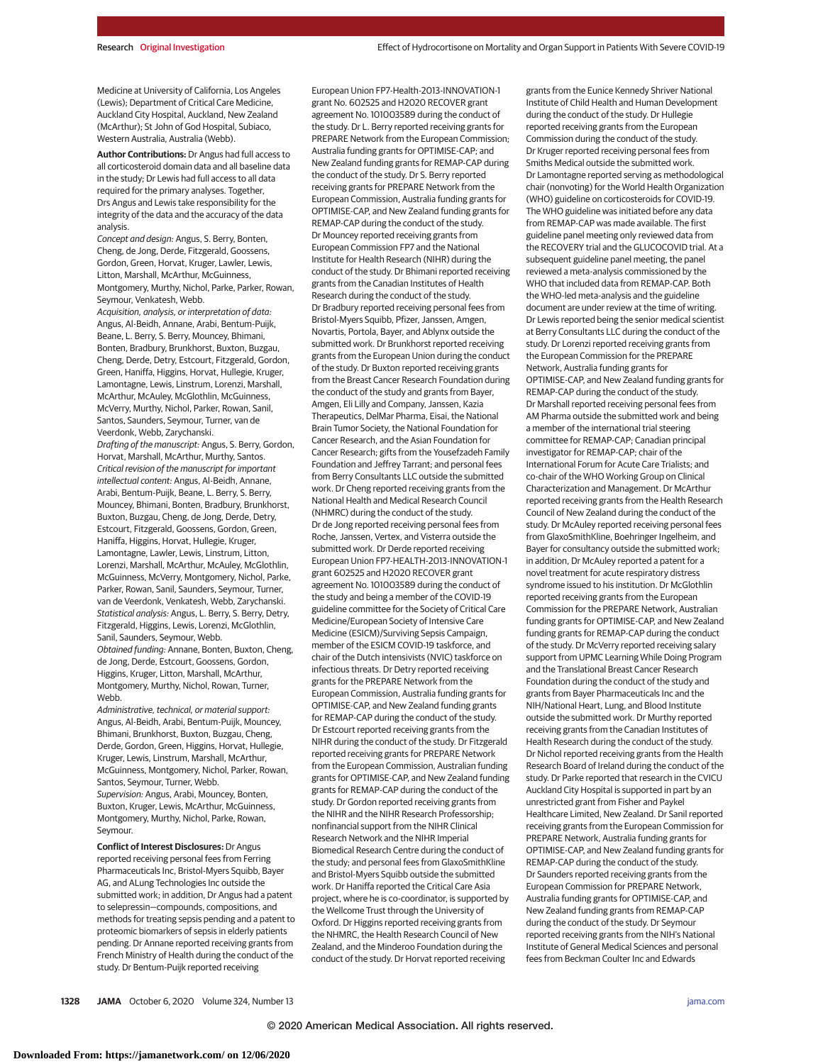Medicine at University of California, Los Angeles (Lewis); Department of Critical Care Medicine, Auckland City Hospital, Auckland, New Zealand (McArthur); St John of God Hospital, Subiaco, Western Australia, Australia (Webb).

**Author Contributions:** Dr Angus had full access to all corticosteroid domain data and all baseline data in the study; Dr Lewis had full access to all data required for the primary analyses. Together, Drs Angus and Lewis take responsibility for the integrity of the data and the accuracy of the data analysis.

*Concept and design:* Angus, S. Berry, Bonten, Cheng, de Jong, Derde, Fitzgerald, Goossens, Gordon, Green, Horvat, Kruger, Lawler, Lewis, Litton, Marshall, McArthur, McGuinness, Montgomery, Murthy, Nichol, Parke, Parker, Rowan, Seymour, Venkatesh, Webb.

*Acquisition, analysis, or interpretation of data:* Angus, Al-Beidh, Annane, Arabi, Bentum-Puijk, Beane, L. Berry, S. Berry, Mouncey, Bhimani, Bonten, Bradbury, Brunkhorst, Buxton, Buzgau, Cheng, Derde, Detry, Estcourt, Fitzgerald, Gordon, Green, Haniffa, Higgins, Horvat, Hullegie, Kruger, Lamontagne, Lewis, Linstrum, Lorenzi, Marshall, McArthur, McAuley, McGlothlin, McGuinness, McVerry, Murthy, Nichol, Parker, Rowan, Sanil, Santos, Saunders, Seymour, Turner, van de Veerdonk, Webb, Zarychanski.

*Drafting of the manuscript:* Angus, S. Berry, Gordon, Horvat, Marshall, McArthur, Murthy, Santos.

*Critical revision of the manuscript for important intellectual content:* Angus, Al-Beidh, Annane, Arabi, Bentum-Puijk, Beane, L. Berry, S. Berry, Mouncey, Bhimani, Bonten, Bradbury, Brunkhorst, Buxton, Buzgau, Cheng, de Jong, Derde, Detry, Estcourt, Fitzgerald, Goossens, Gordon, Green, Haniffa, Higgins, Horvat, Hullegie, Kruger, Lamontagne, Lawler, Lewis, Linstrum, Litton, Lorenzi, Marshall, McArthur, McAuley, McGlothlin, McGuinness, McVerry, Montgomery, Nichol, Parke, Parker, Rowan, Sanil, Saunders, Seymour, Turner, van de Veerdonk, Venkatesh, Webb, Zarychanski.

*Statistical analysis:* Angus, L. Berry, S. Berry, Detry, Fitzgerald, Higgins, Lewis, Lorenzi, McGlothlin, Sanil, Saunders, Seymour, Webb.

*Obtained funding:* Annane, Bonten, Buxton, Cheng, de Jong, Derde, Estcourt, Goossens, Gordon, Higgins, Kruger, Litton, Marshall, McArthur, Montgomery, Murthy, Nichol, Rowan, Turner, Webb.

*Administrative, technical, or material support:* Angus, Al-Beidh, Arabi, Bentum-Puijk, Mouncey, Bhimani, Brunkhorst, Buxton, Buzgau, Cheng, Derde, Gordon, Green, Higgins, Horvat, Hullegie, Kruger, Lewis, Linstrum, Marshall, McArthur, McGuinness, Montgomery, Nichol, Parker, Rowan, Santos, Seymour, Turner, Webb.

*Supervision:* Angus, Arabi, Mouncey, Bonten, Buxton, Kruger, Lewis, McArthur, McGuinness, Montgomery, Murthy, Nichol, Parke, Rowan, Seymour.

**Conflict of Interest Disclosures:** Dr Angus reported receiving personal fees from Ferring Pharmaceuticals Inc, Bristol-Myers Squibb, Bayer AG, and ALung Technologies Inc outside the submitted work; in addition, Dr Angus had a patent to selepressin—compounds, compositions, and methods for treating sepsis pending and a patent to proteomic biomarkers of sepsis in elderly patients pending. Dr Annane reported receiving grants from French Ministry of Health during the conduct of the study. Dr Bentum-Puijk reported receiving European Union FP7-Health-2013-INNOVATION-1 grant No. 602525 and H2020 RECOVER grant agreement No. 101003589 during the conduct of the study. Dr L. Berry reported receiving grants for PREPARE Network from the European Commission; Australia funding grants for OPTIMISE-CAP; and New Zealand funding grants for REMAP-CAP during the conduct of the study. Dr S. Berry reported receiving grants for PREPARE Network from the European Commission, Australia funding grants for OPTIMISE-CAP, and New Zealand funding grants for REMAP-CAP during the conduct of the study. Dr Mouncey reported receiving grants from European Commission FP7 and the National Institute for Health Research (NIHR) during the conduct of the study. Dr Bhimani reported receiving grants from the Canadian Institutes of Health Research during the conduct of the study. Dr Bradbury reported receiving personal fees from Bristol-Myers Squibb, Pfizer, Janssen, Amgen, Novartis, Portola, Bayer, and Ablynx outside the submitted work. Dr Brunkhorst reported receiving grants from the European Union during the conduct of the study. Dr Buxton reported receiving grants from the Breast Cancer Research Foundation during the conduct of the study and grants from Bayer, Amgen, Eli Lilly and Company, Janssen, Kazia Therapeutics, DelMar Pharma, Eisai, the National Brain Tumor Society, the National Foundation for Cancer Research, and the Asian Foundation for Cancer Research; gifts from the Yousefzadeh Family Foundation and Jeffrey Tarrant; and personal fees from Berry Consultants LLC outside the submitted work. Dr Cheng reported receiving grants from the National Health and Medical Research Council (NHMRC) during the conduct of the study. Dr de Jong reported receiving personal fees from Roche, Janssen, Vertex, and Visterra outside the submitted work. Dr Derde reported receiving European Union FP7-HEALTH-2013-INNOVATION-1 grant 602525 and H2020 RECOVER grant agreement No. 101003589 during the conduct of the study and being a member of the COVID-19 guideline committee for the Society of Critical Care Medicine/European Society of Intensive Care Medicine (ESICM)/Surviving Sepsis Campaign, member of the ESICM COVID-19 taskforce, and chair of the Dutch intensivists (NVIC) taskforce on infectious threats. Dr Detry reported receiving grants for the PREPARE Network from the European Commission, Australia funding grants for OPTIMISE-CAP, and New Zealand funding grants for REMAP-CAP during the conduct of the study. Dr Estcourt reported receiving grants from the NIHR during the conduct of the study. Dr Fitzgerald reported receiving grants for PREPARE Network from the European Commission, Australian funding grants for OPTIMISE-CAP, and New Zealand funding grants for REMAP-CAP during the conduct of the study. Dr Gordon reported receiving grants from the NIHR and the NIHR Research Professorship; nonfinancial support from the NIHR Clinical Research Network and the NIHR Imperial Biomedical Research Centre during the conduct of the study; and personal fees from GlaxoSmithKline and Bristol-Myers Squibb outside the submitted work. Dr Haniffa reported the Critical Care Asia project, where he is co-coordinator, is supported by the Wellcome Trust through the University of Oxford. Dr Higgins reported receiving grants from the NHMRC, the Health Research Council of New Zealand, and the Minderoo Foundation during the conduct of the study. Dr Horvat reported receiving grants from the Eunice Kennedy Shriver National Institute of Child Health and Human Development during the conduct of the study. Dr Hullegie reported receiving grants from the European Commission during the conduct of the study. Dr Kruger reported receiving personal fees from Smiths Medical outside the submitted work. Dr Lamontagne reported serving as methodological chair (nonvoting) for the World Health Organization (WHO) guideline on corticosteroids for COVID-19. The WHO guideline was initiated before any data from REMAP-CAP was made available. The first guideline panel meeting only reviewed data from the RECOVERY trial and the GLUCOCOVID trial. At a subsequent guideline panel meeting, the panel reviewed a meta-analysis commissioned by the WHO that included data from REMAP-CAP. Both the WHO-led meta-analysis and the guideline document are under review at the time of writing. Dr Lewis reported being the senior medical scientist at Berry Consultants LLC during the conduct of the study. Dr Lorenzi reported receiving grants from the European Commission for the PREPARE Network, Australia funding grants for OPTIMISE-CAP, and New Zealand funding grants for REMAP-CAP during the conduct of the study. Dr Marshall reported receiving personal fees from AM Pharma outside the submitted work and being a member of the international trial steering committee for REMAP-CAP; Canadian principal investigator for REMAP-CAP; chair of the International Forum for Acute Care Trialists; and co-chair of the WHO Working Group on Clinical Characterization and Management. Dr McArthur reported receiving grants from the Health Research Council of New Zealand during the conduct of the study. Dr McAuley reported receiving personal fees from GlaxoSmithKline, Boehringer Ingelheim, and Bayer for consultancy outside the submitted work; in addition, Dr McAuley reported a patent for a novel treatment for acute respiratory distress syndrome issued to his institution. Dr McGlothlin reported receiving grants from the European Commission for the PREPARE Network, Australian funding grants for OPTIMISE-CAP, and New Zealand funding grants for REMAP-CAP during the conduct of the study. Dr McVerry reported receiving salary support from UPMC Learning While Doing Program and the Translational Breast Cancer Research Foundation during the conduct of the study and grants from Bayer Pharmaceuticals Inc and the NIH/National Heart, Lung, and Blood Institute outside the submitted work. Dr Murthy reported receiving grants from the Canadian Institutes of Health Research during the conduct of the study. Dr Nichol reported receiving grants from the Health Research Board of Ireland during the conduct of the study. Dr Parke reported that research in the CVICU Auckland City Hospital is supported in part by an unrestricted grant from Fisher and Paykel Healthcare Limited, New Zealand. Dr Sanil reported receiving grants from the European Commission for PREPARE Network, Australia funding grants for OPTIMISE-CAP, and New Zealand funding grants for REMAP-CAP during the conduct of the study. Dr Saunders reported receiving grants from the European Commission for PREPARE Network, Australia funding grants for OPTIMISE-CAP, and New Zealand funding grants from REMAP-CAP during the conduct of the study. Dr Seymour reported receiving grants from the NIH's National Institute of General Medical Sciences and personal fees from Beckman Coulter Inc and Edwards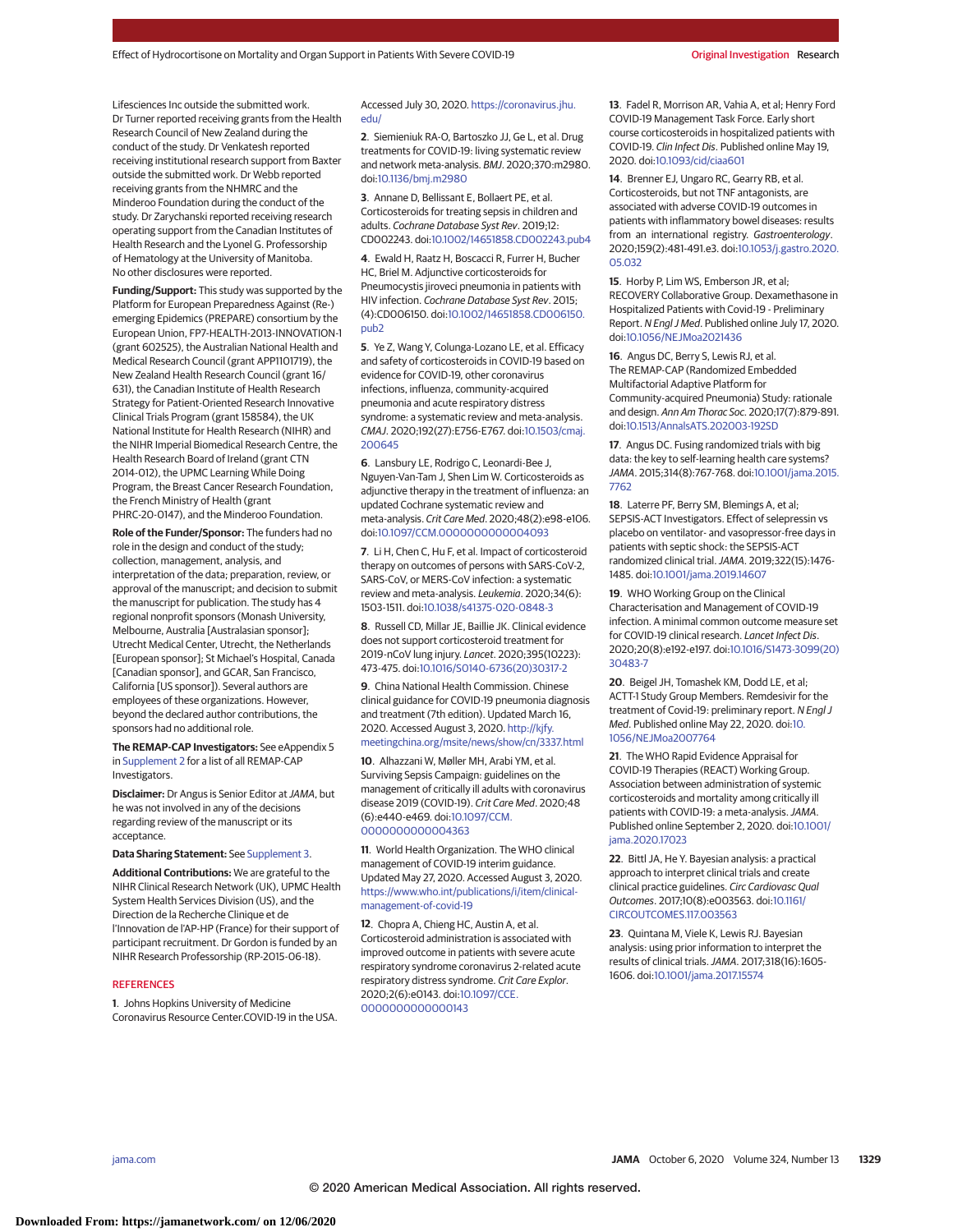Lifesciences Inc outside the submitted work. Dr Turner reported receiving grants from the Health Research Council of New Zealand during the conduct of the study. Dr Venkatesh reported receiving institutional research support from Baxter outside the submitted work. Dr Webb reported receiving grants from the NHMRC and the Minderoo Foundation during the conduct of the study. Dr Zarychanski reported receiving research operating support from the Canadian Institutes of Health Research and the Lyonel G. Professorship of Hematology at the University of Manitoba. No other disclosures were reported.

**Funding/Support:** This study was supported by the Platform for European Preparedness Against (Re-) emerging Epidemics (PREPARE) consortium by the European Union, FP7-HEALTH-2013-INNOVATION-1 (grant 602525), the Australian National Health and Medical Research Council (grant APP1101719), the New Zealand Health Research Council (grant 16/631), the Canadian Institute of Health Research Strategy for Patient-Oriented Research Innovative Clinical Trials Program (grant 158584), the UK National Institute for Health Research (NIHR) and the NIHR Imperial Biomedical Research Centre, the Health Research Board of Ireland (grant CTN 2014-012), the UPMC Learning While Doing Program, the Breast Cancer Research Foundation, the French Ministry of Health (grant PHRC-20-0147), and the Minderoo Foundation.

**Role of the Funder/Sponsor:** The funders had no role in the design and conduct of the study; collection, management, analysis, and interpretation of the data; preparation, review, or approval of the manuscript; and decision to submit the manuscript for publication. The study has 4 regional nonprofit sponsors (Monash University, Melbourne, Australia [Australasian sponsor]; Utrecht Medical Center, Utrecht, the Netherlands [European sponsor]; St Michael's Hospital, Canada [Canadian sponsor], and GCAR, San Francisco, California [US sponsor]). Several authors are employees of these organizations. However, beyond the declared author contributions, the sponsors had no additional role.

**The REMAP-CAP Investigators:** See eAppendix 5 in Supplement 2 for a list of all REMAP-CAP Investigators.

**Disclaimer:** Dr Angus is Senior Editor at *JAMA*, but he was not involved in any of the decisions regarding review of the manuscript or its acceptance.

**Data Sharing Statement:** See Supplement 3.

**Additional Contributions:** We are grateful to the NIHR Clinical Research Network (UK), UPMC Health System Health Services Division (US), and the Direction de la Recherche Clinique et de l'Innovation de l'AP-HP (France) for their support of participant recruitment. Dr Gordon is funded by an NIHR Research Professorship (RP-2015-06-18).

## REFERENCES

1. Johns Hopkins University of Medicine Coronavirus Resource Center.COVID-19 in the USA. Accessed July 30, 2020. https://coronavirus.jhu.edu/

2. Siemieniuk RA-O, Bartoszko JJ, Ge L, et al. Drug treatments for COVID-19: living systematic review and network meta-analysis. *BMJ*. 2020;370:m2980. doi:10.1136/bmj.m2980

3. Annane D, Bellissant E, Bollaert PE, et al. Corticosteroids for treating sepsis in children and adults. *Cochrane Database Syst Rev*. 2019;12:CD002243. doi:10.1002/14651858.CD002243.pub4

4. Ewald H, Raatz H, Boscacci R, Furrer H, Bucher HC, Briel M. Adjunctive corticosteroids for Pneumocystis jiroveci pneumonia in patients with HIV infection. *Cochrane Database Syst Rev*. 2015;(4):CD006150. doi:10.1002/14651858.CD006150.pub2

5. Ye Z, Wang Y, Colunga-Lozano LE, et al. Efficacy and safety of corticosteroids in COVID-19 based on evidence for COVID-19, other coronavirus infections, influenza, community-acquired pneumonia and acute respiratory distress syndrome: a systematic review and meta-analysis. *CMAJ*. 2020;192(27):E756-E767. doi:10.1503/cmaj.200645

6. Lansbury LE, Rodrigo C, Leonardi-Bee J, Nguyen-Van-Tam J, Shen Lim W. Corticosteroids as adjunctive therapy in the treatment of influenza: an updated Cochrane systematic review and meta-analysis. *Crit Care Med*. 2020;48(2):e98-e106. doi:10.1097/CCM.0000000000004093

7. Li H, Chen C, Hu F, et al. Impact of corticosteroid therapy on outcomes of persons with SARS-CoV-2, SARS-CoV, or MERS-CoV infection: a systematic review and meta-analysis. *Leukemia*. 2020;34(6):1503-1511. doi:10.1038/s41375-020-0848-3

8. Russell CD, Millar JE, Baillie JK. Clinical evidence does not support corticosteroid treatment for 2019-nCoV lung injury. *Lancet*. 2020;395(10223):473-475. doi:10.1016/S0140-6736(20)30317-2

9. China National Health Commission. Chinese clinical guidance for COVID-19 pneumonia diagnosis and treatment (7th edition). Updated March 16, 2020. Accessed August 3, 2020. http://kjfy.meetingchina.org/msite/news/show/cn/3337.html

10. Alhazzani W, Møller MH, Arabi YM, et al. Surviving Sepsis Campaign: guidelines on the management of critically ill adults with coronavirus disease 2019 (COVID-19). *Crit Care Med*. 2020;48(6):e440-e469. doi:10.1097/CCM.0000000000004363

11. World Health Organization. The WHO clinical management of COVID-19 interim guidance. Updated May 27, 2020. Accessed August 3, 2020. https://www.who.int/publications/i/item/clinical-management-of-covid-19

12. Chopra A, Chieng HC, Austin A, et al. Corticosteroid administration is associated with improved outcome in patients with severe acute respiratory syndrome coronavirus 2-related acute respiratory distress syndrome. *Crit Care Explor*. 2020;2(6):e0143. doi:10.1097/CCE.0000000000000143

13. Fadel R, Morrison AR, Vahia A, et al; Henry Ford COVID-19 Management Task Force. Early short course corticosteroids in hospitalized patients with COVID-19. *Clin Infect Dis*. Published online May 19, 2020. doi:10.1093/cid/ciaa601

14. Brenner EJ, Ungaro RC, Gearry RB, et al. Corticosteroids, but not TNF antagonists, are associated with adverse COVID-19 outcomes in patients with inflammatory bowel diseases: results from an international registry. *Gastroenterology*. 2020;159(2):481-491.e3. doi:10.1053/j.gastro.2020.05.032

15. Horby P, Lim WS, Emberson JR, et al; RECOVERY Collaborative Group. Dexamethasone in Hospitalized Patients with Covid-19 - Preliminary Report. *N Engl J Med*. Published online July 17, 2020. doi:10.1056/NEJMoa2021436

16. Angus DC, Berry S, Lewis RJ, et al. The REMAP-CAP (Randomized Embedded Multifactorial Adaptive Platform for Community-acquired Pneumonia) Study: rationale and design. *Ann Am Thorac Soc*. 2020;17(7):879-891. doi:10.1513/AnnalsATS.202003-192SD

17. Angus DC. Fusing randomized trials with big data: the key to self-learning health care systems? *JAMA*. 2015;314(8):767-768. doi:10.1001/jama.2015.7762

18. Laterre PF, Berry SM, Blemings A, et al; SEPSIS-ACT Investigators. Effect of selepressin vs placebo on ventilator- and vasopressor-free days in patients with septic shock: the SEPSIS-ACT randomized clinical trial. *JAMA*. 2019;322(15):1476-1485. doi:10.1001/jama.2019.14607

19. WHO Working Group on the Clinical Characterisation and Management of COVID-19 infection. A minimal common outcome measure set for COVID-19 clinical research. *Lancet Infect Dis*. 2020;20(8):e192-e197. doi:10.1016/S1473-3099(20)30483-7

20. Beigel JH, Tomashek KM, Dodd LE, et al; ACTT-1 Study Group Members. Remdesivir for the treatment of Covid-19: preliminary report. *N Engl J Med*. Published online May 22, 2020. doi:10.1056/NEJMoa2007764

21. The WHO Rapid Evidence Appraisal for COVID-19 Therapies (REACT) Working Group. Association between administration of systemic corticosteroids and mortality among critically ill patients with COVID-19: a meta-analysis. *JAMA*. Published online September 2, 2020. doi:10.1001/jama.2020.17023

22. Bittl JA, He Y. Bayesian analysis: a practical approach to interpret clinical trials and create clinical practice guidelines. *Circ Cardiovasc Qual Outcomes*. 2017;10(8):e003563. doi:10.1161/CIRCOUTCOMES.117.003563

23. Quintana M, Viele K, Lewis RJ. Bayesian analysis: using prior information to interpret the results of clinical trials. *JAMA*. 2017;318(16):1605-1606. doi:10.1001/jama.2017.15574